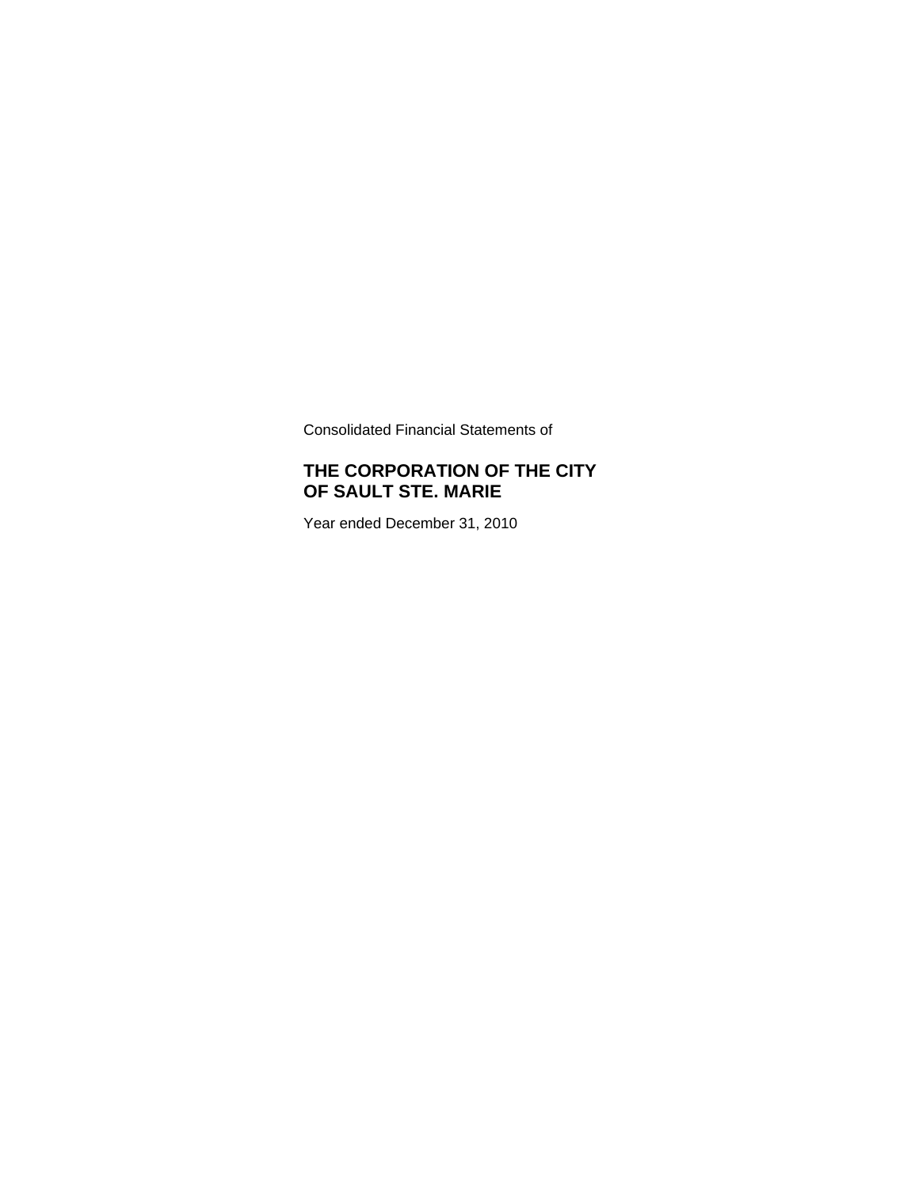Consolidated Financial Statements of

# THE CORPORATION OF THE CITY OF SAULT STE. MARIE

Year ended December 31, 2010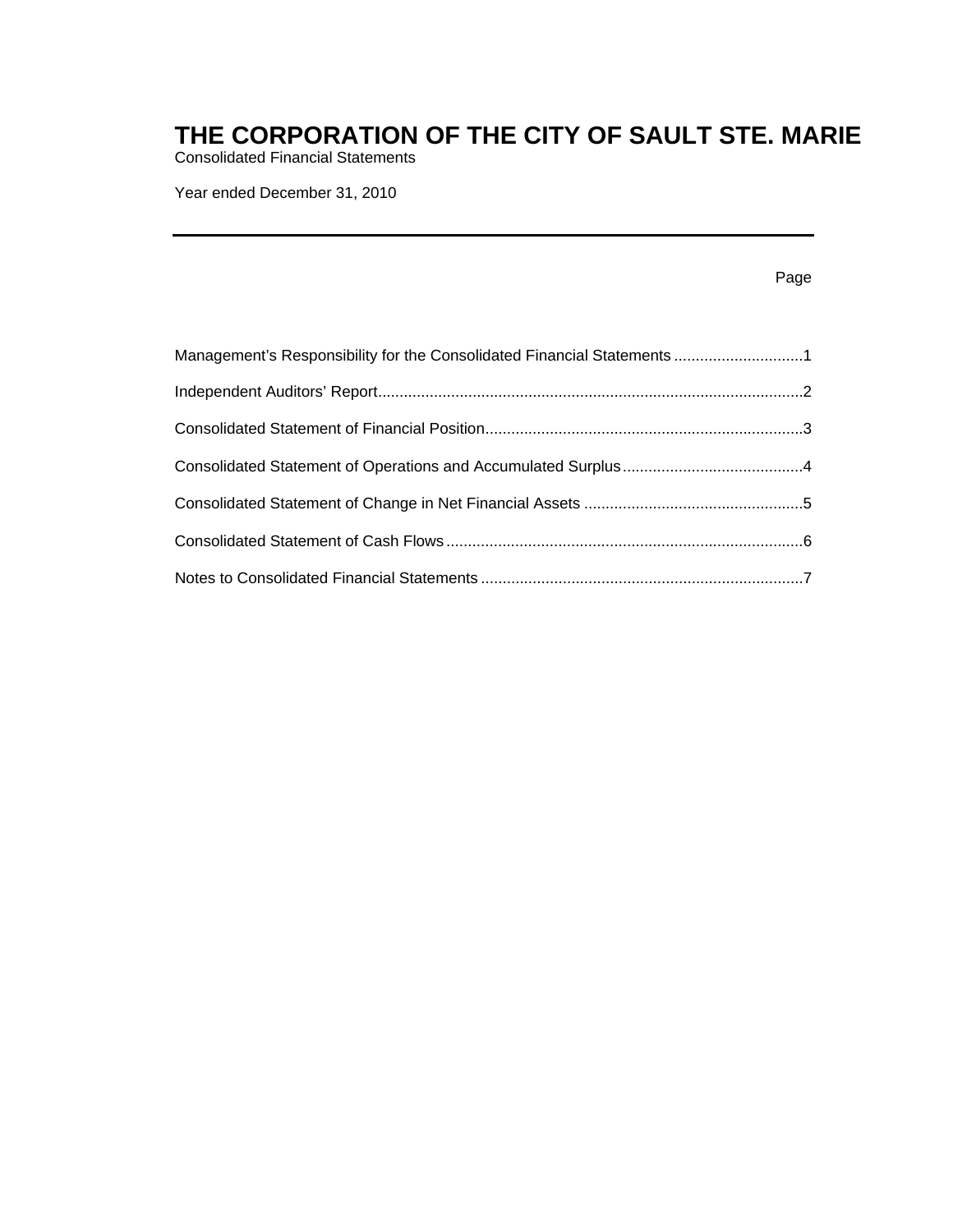# THE CORPORATION OF THE CITY OF SAULT STE. MARIE

Consolidated Financial Statements

Year ended December 31, 2010

| | Page |
|---|---|
| Management's Responsibility for the Consolidated Financial Statements | 1 |
| Independent Auditors' Report | 2 |
| Consolidated Statement of Financial Position | 3 |
| Consolidated Statement of Operations and Accumulated Surplus | 4 |
| Consolidated Statement of Change in Net Financial Assets | 5 |
| Consolidated Statement of Cash Flows | 6 |
| Notes to Consolidated Financial Statements | 7 |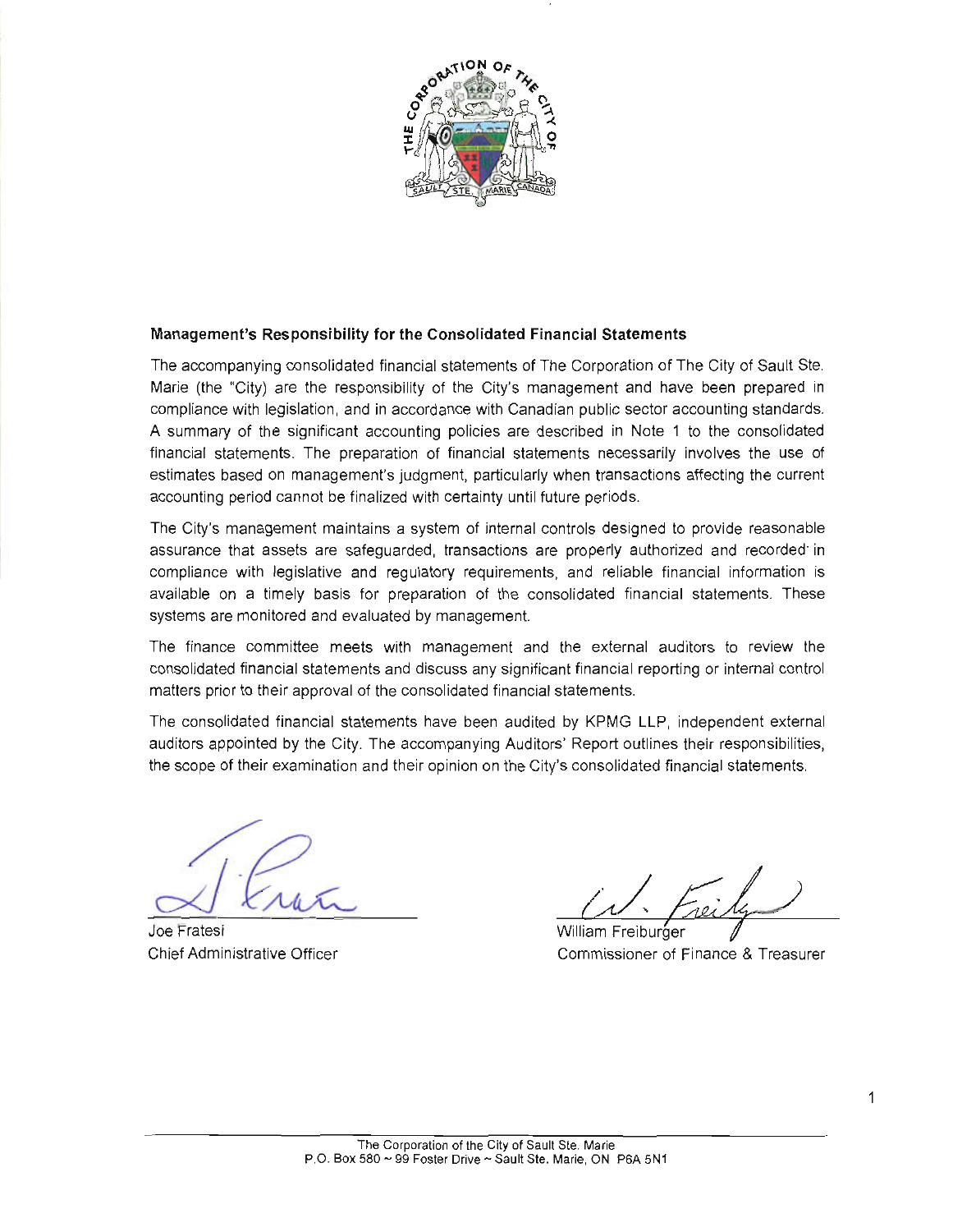## Management's Responsibility for the Consolidated Financial Statements

The accompanying consolidated financial statements of The Corporation of The City of Sault Ste. Marie (the "City) are the responsibility of the City's management and have been prepared in compliance with legislation, and in accordance with Canadian public sector accounting standards. A summary of the significant accounting policies are described in Note 1 to the consolidated financial statements. The preparation of financial statements necessarily involves the use of estimates based on management's judgment, particularly when transactions affecting the current accounting period cannot be finalized with certainty until future periods.

The City's management maintains a system of internal controls designed to provide reasonable assurance that assets are safeguarded, transactions are properly authorized and recorded in compliance with legislative and regulatory requirements, and reliable financial information is available on a timely basis for preparation of the consolidated financial statements. These systems are monitored and evaluated by management.

The finance committee meets with management and the external auditors to review the consolidated financial statements and discuss any significant financial reporting or internal control matters prior to their approval of the consolidated financial statements.

The consolidated financial statements have been audited by KPMG LLP, independent external auditors appointed by the City. The accompanying Auditors' Report outlines their responsibilities, the scope of their examination and their opinion on the City's consolidated financial statements.

Joe Fratesi
Chief Administrative Officer

William Freiburger
Commissioner of Finance & Treasurer

The Corporation of the City of Sault Ste. Marie
P.O. Box 580 ~ 99 Foster Drive ~ Sault Ste. Marie, ON P6A 5N1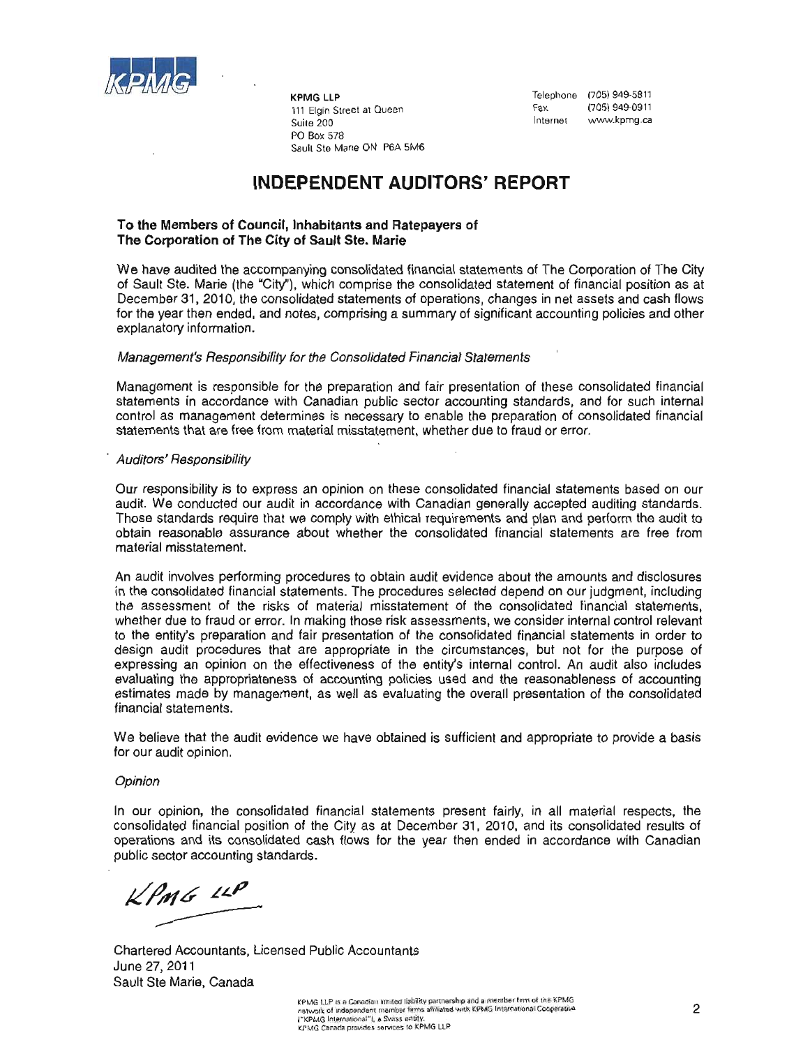KPMG

**KPMG LLP**
111 Elgin Street at Queen
Suite 200
PO Box 578
Sault Ste Marie ON P6A 5M6

Telephone (705) 949-5811
Fax (705) 949-0911
Internet www.kpmg.ca

# INDEPENDENT AUDITORS' REPORT

**To the Members of Council, Inhabitants and Ratepayers of**
**The Corporation of The City of Sault Ste. Marie**

We have audited the accompanying consolidated financial statements of The Corporation of The City of Sault Ste. Marie (the "City"), which comprise the consolidated statement of financial position as at December 31, 2010, the consolidated statements of operations, changes in net assets and cash flows for the year then ended, and notes, comprising a summary of significant accounting policies and other explanatory information.

*Management's Responsibility for the Consolidated Financial Statements*

Management is responsible for the preparation and fair presentation of these consolidated financial statements in accordance with Canadian public sector accounting standards, and for such internal control as management determines is necessary to enable the preparation of consolidated financial statements that are free from material misstatement, whether due to fraud or error.

*Auditors' Responsibility*

Our responsibility is to express an opinion on these consolidated financial statements based on our audit. We conducted our audit in accordance with Canadian generally accepted auditing standards. Those standards require that we comply with ethical requirements and plan and perform the audit to obtain reasonable assurance about whether the consolidated financial statements are free from material misstatement.

An audit involves performing procedures to obtain audit evidence about the amounts and disclosures in the consolidated financial statements. The procedures selected depend on our judgment, including the assessment of the risks of material misstatement of the consolidated financial statements, whether due to fraud or error. In making those risk assessments, we consider internal control relevant to the entity's preparation and fair presentation of the consolidated financial statements in order to design audit procedures that are appropriate in the circumstances, but not for the purpose of expressing an opinion on the effectiveness of the entity's internal control. An audit also includes evaluating the appropriateness of accounting policies used and the reasonableness of accounting estimates made by management, as well as evaluating the overall presentation of the consolidated financial statements.

We believe that the audit evidence we have obtained is sufficient and appropriate to provide a basis for our audit opinion.

*Opinion*

In our opinion, the consolidated financial statements present fairly, in all material respects, the consolidated financial position of the City as at December 31, 2010, and its consolidated results of operations and its consolidated cash flows for the year then ended in accordance with Canadian public sector accounting standards.

KPMG LLP

Chartered Accountants, Licensed Public Accountants
June 27, 2011
Sault Ste Marie, Canada

KPMG LLP is a Canadian limited liability partnership and a member firm of the KPMG network of independent member firms affiliated with KPMG International Cooperative ("KPMG International"), a Swiss entity.
KPMG Canada provides services to KPMG LLP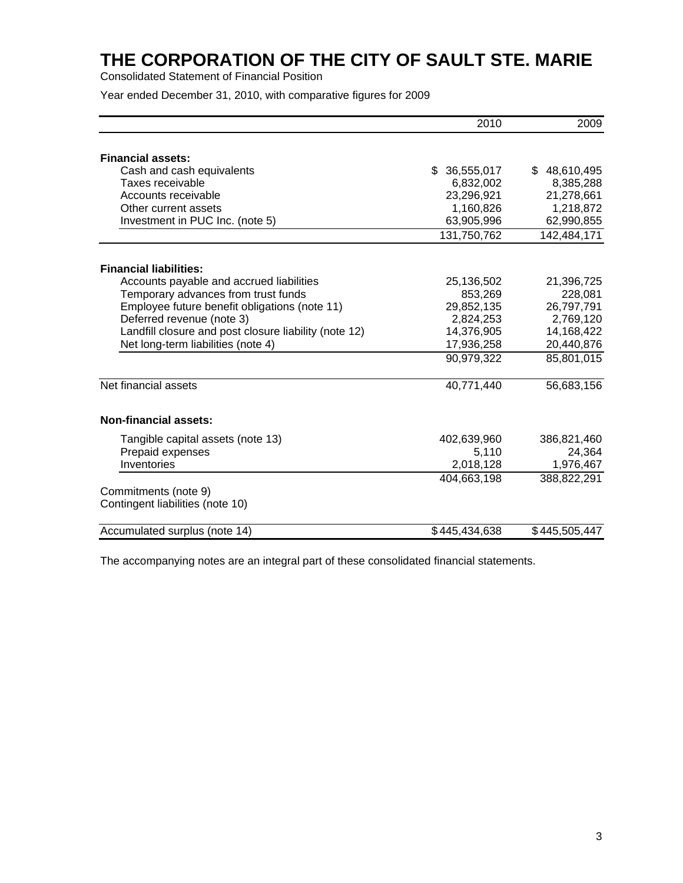# THE CORPORATION OF THE CITY OF SAULT STE. MARIE

Consolidated Statement of Financial Position

Year ended December 31, 2010, with comparative figures for 2009

| | 2010 | 2009 |
|---|---|---|
| **Financial assets:** | | |
| Cash and cash equivalents | $ 36,555,017 | $ 48,610,495 |
| Taxes receivable | 6,832,002 | 8,385,288 |
| Accounts receivable | 23,296,921 | 21,278,661 |
| Other current assets | 1,160,826 | 1,218,872 |
| Investment in PUC Inc. (note 5) | 63,905,996 | 62,990,855 |
| | 131,750,762 | 142,484,171 |
| **Financial liabilities:** | | |
| Accounts payable and accrued liabilities | 25,136,502 | 21,396,725 |
| Temporary advances from trust funds | 853,269 | 228,081 |
| Employee future benefit obligations (note 11) | 29,852,135 | 26,797,791 |
| Deferred revenue (note 3) | 2,824,253 | 2,769,120 |
| Landfill closure and post closure liability (note 12) | 14,376,905 | 14,168,422 |
| Net long-term liabilities (note 4) | 17,936,258 | 20,440,876 |
| | 90,979,322 | 85,801,015 |
| Net financial assets | 40,771,440 | 56,683,156 |
| **Non-financial assets:** | | |
| Tangible capital assets (note 13) | 402,639,960 | 386,821,460 |
| Prepaid expenses | 5,110 | 24,364 |
| Inventories | 2,018,128 | 1,976,467 |
| | 404,663,198 | 388,822,291 |
| Commitments (note 9) | | |
| Contingent liabilities (note 10) | | |
| Accumulated surplus (note 14) | $ 445,434,638 | $ 445,505,447 |

The accompanying notes are an integral part of these consolidated financial statements.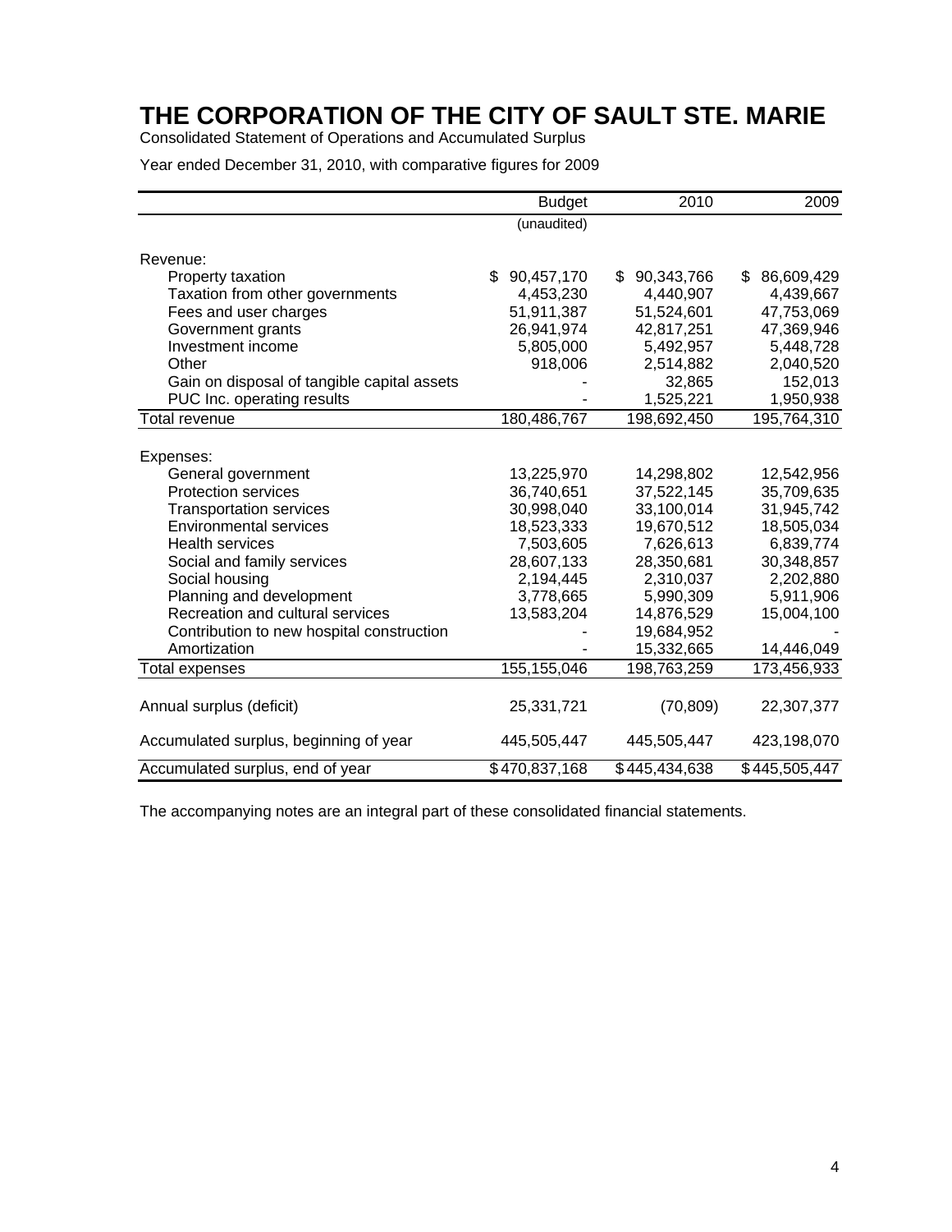# THE CORPORATION OF THE CITY OF SAULT STE. MARIE

Consolidated Statement of Operations and Accumulated Surplus

Year ended December 31, 2010, with comparative figures for 2009

| | Budget | 2010 | 2009 |
|---|---|---|---|
| | (unaudited) | | |
| Revenue: | | | |
| Property taxation | $ 90,457,170 | $ 90,343,766 | $ 86,609,429 |
| Taxation from other governments | 4,453,230 | 4,440,907 | 4,439,667 |
| Fees and user charges | 51,911,387 | 51,524,601 | 47,753,069 |
| Government grants | 26,941,974 | 42,817,251 | 47,369,946 |
| Investment income | 5,805,000 | 5,492,957 | 5,448,728 |
| Other | 918,006 | 2,514,882 | 2,040,520 |
| Gain on disposal of tangible capital assets | - | 32,865 | 152,013 |
| PUC Inc. operating results | - | 1,525,221 | 1,950,938 |
| Total revenue | 180,486,767 | 198,692,450 | 195,764,310 |
| Expenses: | | | |
| General government | 13,225,970 | 14,298,802 | 12,542,956 |
| Protection services | 36,740,651 | 37,522,145 | 35,709,635 |
| Transportation services | 30,998,040 | 33,100,014 | 31,945,742 |
| Environmental services | 18,523,333 | 19,670,512 | 18,505,034 |
| Health services | 7,503,605 | 7,626,613 | 6,839,774 |
| Social and family services | 28,607,133 | 28,350,681 | 30,348,857 |
| Social housing | 2,194,445 | 2,310,037 | 2,202,880 |
| Planning and development | 3,778,665 | 5,990,309 | 5,911,906 |
| Recreation and cultural services | 13,583,204 | 14,876,529 | 15,004,100 |
| Contribution to new hospital construction | - | 19,684,952 | - |
| Amortization | - | 15,332,665 | 14,446,049 |
| Total expenses | 155,155,046 | 198,763,259 | 173,456,933 |
| Annual surplus (deficit) | 25,331,721 | (70,809) | 22,307,377 |
| Accumulated surplus, beginning of year | 445,505,447 | 445,505,447 | 423,198,070 |
| Accumulated surplus, end of year | $470,837,168 | $445,434,638 | $445,505,447 |

The accompanying notes are an integral part of these consolidated financial statements.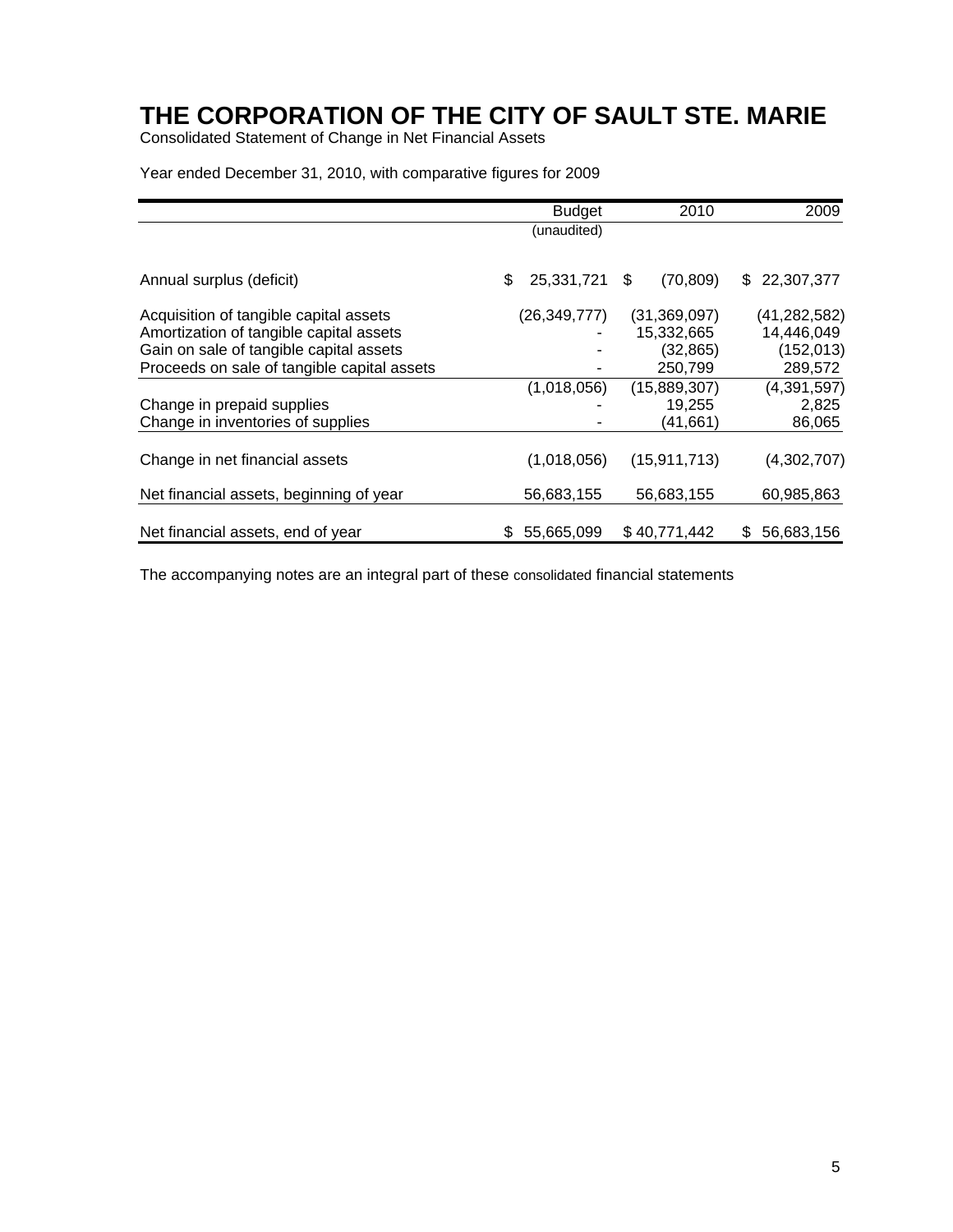# THE CORPORATION OF THE CITY OF SAULT STE. MARIE

Consolidated Statement of Change in Net Financial Assets

Year ended December 31, 2010, with comparative figures for 2009

| | Budget (unaudited) | 2010 | 2009 |
|---|---|---|---|
| Annual surplus (deficit) | $ 25,331,721 | $ (70,809) | $ 22,307,377 |
| Acquisition of tangible capital assets | (26,349,777) | (31,369,097) | (41,282,582) |
| Amortization of tangible capital assets | - | 15,332,665 | 14,446,049 |
| Gain on sale of tangible capital assets | - | (32,865) | (152,013) |
| Proceeds on sale of tangible capital assets | - | 250,799 | 289,572 |
| | (1,018,056) | (15,889,307) | (4,391,597) |
| Change in prepaid supplies | - | 19,255 | 2,825 |
| Change in inventories of supplies | - | (41,661) | 86,065 |
| Change in net financial assets | (1,018,056) | (15,911,713) | (4,302,707) |
| Net financial assets, beginning of year | 56,683,155 | 56,683,155 | 60,985,863 |
| Net financial assets, end of year | $ 55,665,099 | $ 40,771,442 | $ 56,683,156 |

The accompanying notes are an integral part of these consolidated financial statements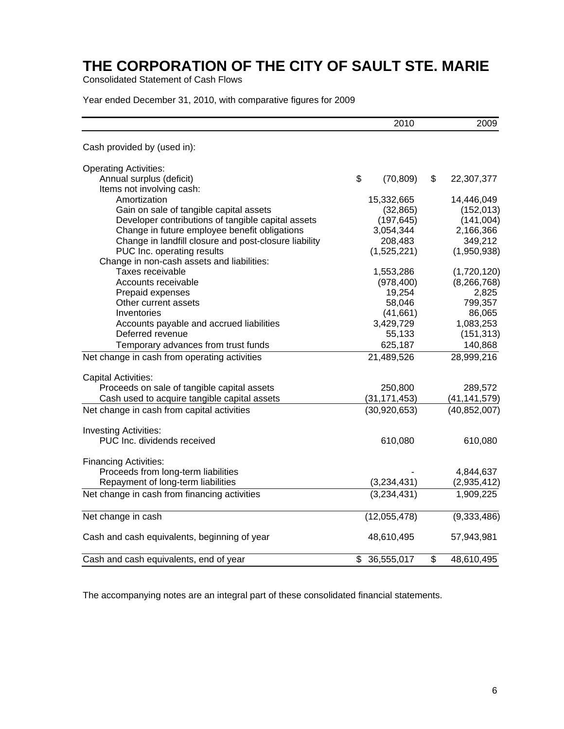# THE CORPORATION OF THE CITY OF SAULT STE. MARIE

Consolidated Statement of Cash Flows

Year ended December 31, 2010, with comparative figures for 2009

| | 2010 | 2009 |
|---|---|---|
| Cash provided by (used in): | | |
| Operating Activities: | | |
| Annual surplus (deficit) | $ (70,809) | $ 22,307,377 |
| Items not involving cash: | | |
| Amortization | 15,332,665 | 14,446,049 |
| Gain on sale of tangible capital assets | (32,865) | (152,013) |
| Developer contributions of tangible capital assets | (197,645) | (141,004) |
| Change in future employee benefit obligations | 3,054,344 | 2,166,366 |
| Change in landfill closure and post-closure liability | 208,483 | 349,212 |
| PUC Inc. operating results | (1,525,221) | (1,950,938) |
| Change in non-cash assets and liabilities: | | |
| Taxes receivable | 1,553,286 | (1,720,120) |
| Accounts receivable | (978,400) | (8,266,768) |
| Prepaid expenses | 19,254 | 2,825 |
| Other current assets | 58,046 | 799,357 |
| Inventories | (41,661) | 86,065 |
| Accounts payable and accrued liabilities | 3,429,729 | 1,083,253 |
| Deferred revenue | 55,133 | (151,313) |
| Temporary advances from trust funds | 625,187 | 140,868 |
| Net change in cash from operating activities | 21,489,526 | 28,999,216 |
| Capital Activities: | | |
| Proceeds on sale of tangible capital assets | 250,800 | 289,572 |
| Cash used to acquire tangible capital assets | (31,171,453) | (41,141,579) |
| Net change in cash from capital activities | (30,920,653) | (40,852,007) |
| Investing Activities: | | |
| PUC Inc. dividends received | 610,080 | 610,080 |
| Financing Activities: | | |
| Proceeds from long-term liabilities | - | 4,844,637 |
| Repayment of long-term liabilities | (3,234,431) | (2,935,412) |
| Net change in cash from financing activities | (3,234,431) | 1,909,225 |
| Net change in cash | (12,055,478) | (9,333,486) |
| Cash and cash equivalents, beginning of year | 48,610,495 | 57,943,981 |
| Cash and cash equivalents, end of year | $ 36,555,017 | $ 48,610,495 |

The accompanying notes are an integral part of these consolidated financial statements.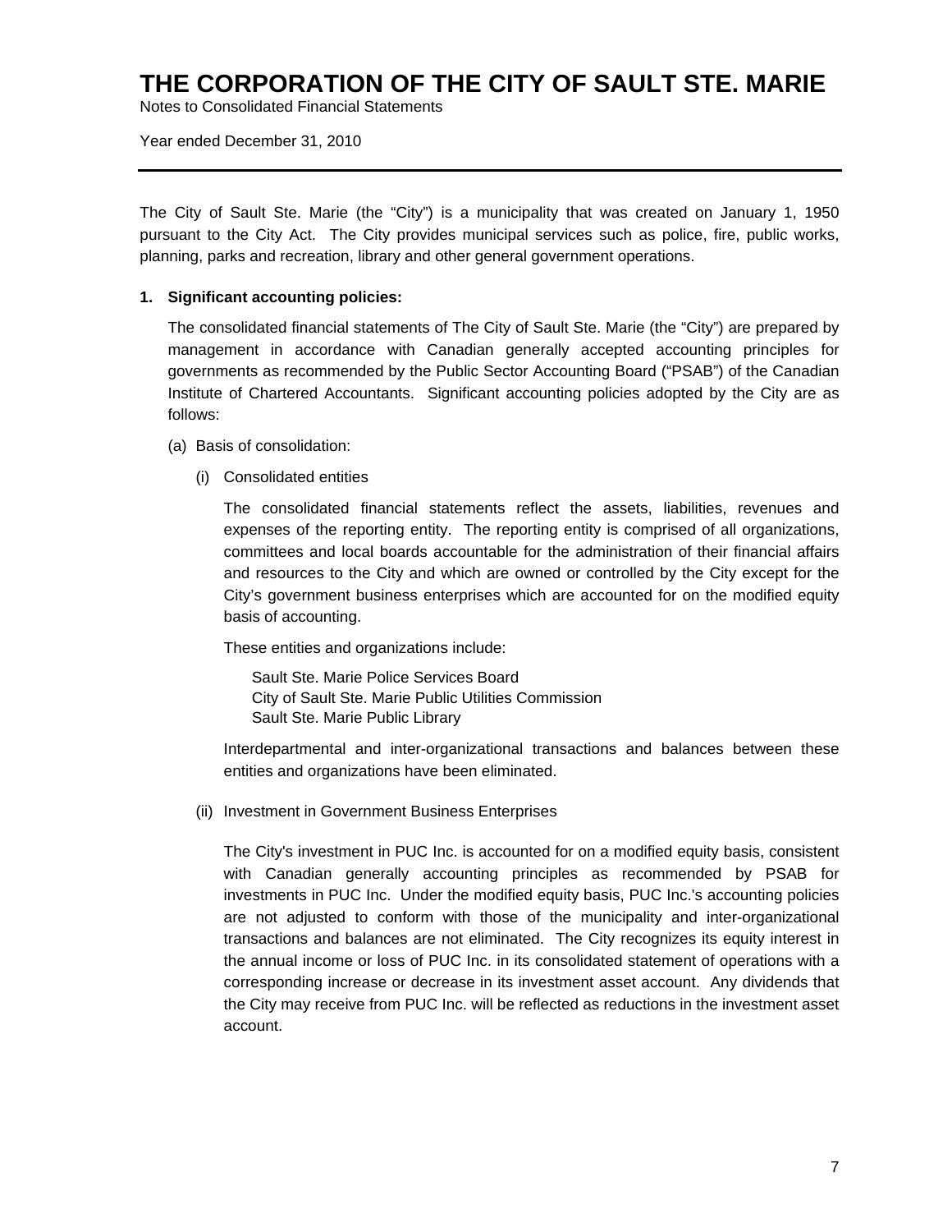# THE CORPORATION OF THE CITY OF SAULT STE. MARIE

Notes to Consolidated Financial Statements

Year ended December 31, 2010

---

The City of Sault Ste. Marie (the "City") is a municipality that was created on January 1, 1950 pursuant to the City Act. The City provides municipal services such as police, fire, public works, planning, parks and recreation, library and other general government operations.

**1. Significant accounting policies:**

The consolidated financial statements of The City of Sault Ste. Marie (the "City") are prepared by management in accordance with Canadian generally accepted accounting principles for governments as recommended by the Public Sector Accounting Board ("PSAB") of the Canadian Institute of Chartered Accountants. Significant accounting policies adopted by the City are as follows:

(a) Basis of consolidation:

(i) Consolidated entities

The consolidated financial statements reflect the assets, liabilities, revenues and expenses of the reporting entity. The reporting entity is comprised of all organizations, committees and local boards accountable for the administration of their financial affairs and resources to the City and which are owned or controlled by the City except for the City's government business enterprises which are accounted for on the modified equity basis of accounting.

These entities and organizations include:

Sault Ste. Marie Police Services Board
City of Sault Ste. Marie Public Utilities Commission
Sault Ste. Marie Public Library

Interdepartmental and inter-organizational transactions and balances between these entities and organizations have been eliminated.

(ii) Investment in Government Business Enterprises

The City's investment in PUC Inc. is accounted for on a modified equity basis, consistent with Canadian generally accounting principles as recommended by PSAB for investments in PUC Inc. Under the modified equity basis, PUC Inc.'s accounting policies are not adjusted to conform with those of the municipality and inter-organizational transactions and balances are not eliminated. The City recognizes its equity interest in the annual income or loss of PUC Inc. in its consolidated statement of operations with a corresponding increase or decrease in its investment asset account. Any dividends that the City may receive from PUC Inc. will be reflected as reductions in the investment asset account.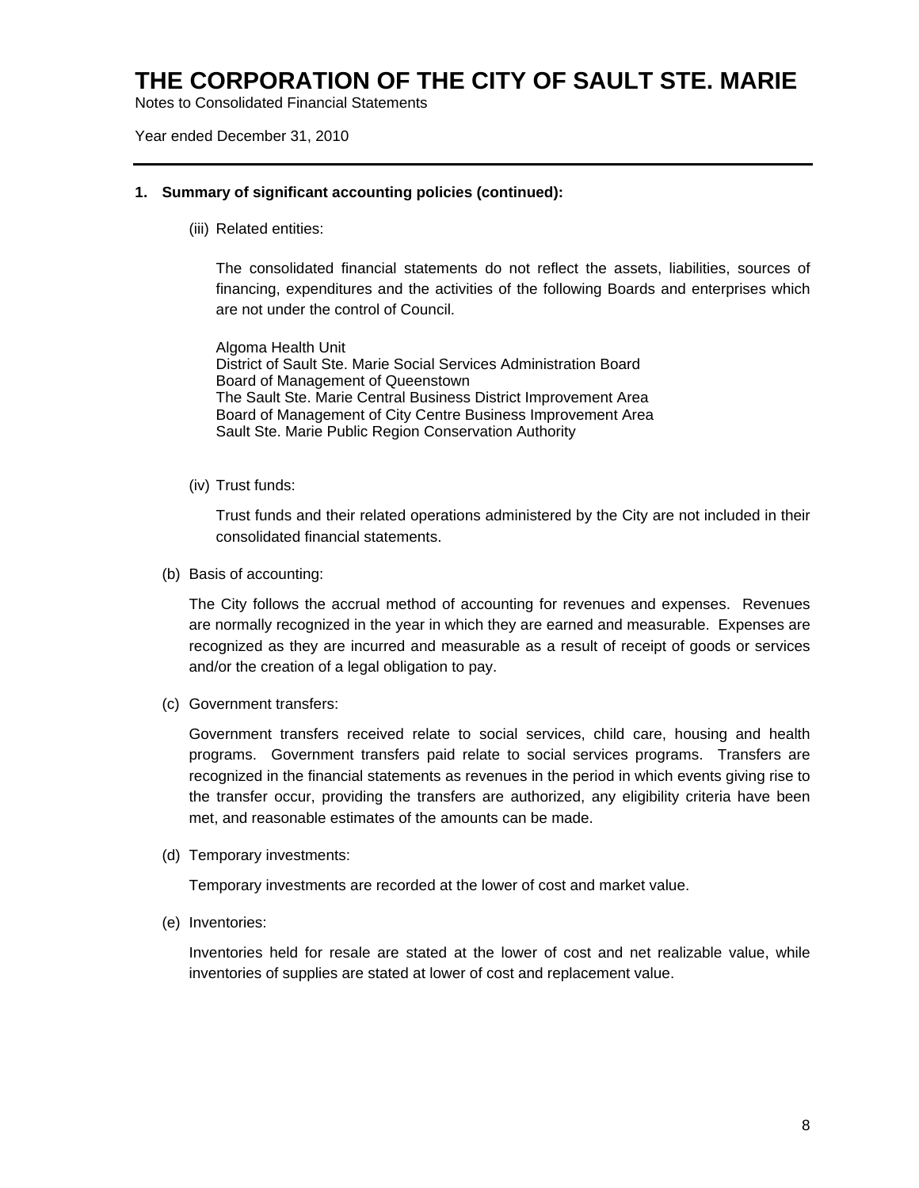# THE CORPORATION OF THE CITY OF SAULT STE. MARIE

Notes to Consolidated Financial Statements

Year ended December 31, 2010

---

**1. Summary of significant accounting policies (continued):**

(iii) Related entities:

The consolidated financial statements do not reflect the assets, liabilities, sources of financing, expenditures and the activities of the following Boards and enterprises which are not under the control of Council.

Algoma Health Unit
District of Sault Ste. Marie Social Services Administration Board
Board of Management of Queenstown
The Sault Ste. Marie Central Business District Improvement Area
Board of Management of City Centre Business Improvement Area
Sault Ste. Marie Public Region Conservation Authority

(iv) Trust funds:

Trust funds and their related operations administered by the City are not included in their consolidated financial statements.

(b) Basis of accounting:

The City follows the accrual method of accounting for revenues and expenses. Revenues are normally recognized in the year in which they are earned and measurable. Expenses are recognized as they are incurred and measurable as a result of receipt of goods or services and/or the creation of a legal obligation to pay.

(c) Government transfers:

Government transfers received relate to social services, child care, housing and health programs. Government transfers paid relate to social services programs. Transfers are recognized in the financial statements as revenues in the period in which events giving rise to the transfer occur, providing the transfers are authorized, any eligibility criteria have been met, and reasonable estimates of the amounts can be made.

(d) Temporary investments:

Temporary investments are recorded at the lower of cost and market value.

(e) Inventories:

Inventories held for resale are stated at the lower of cost and net realizable value, while inventories of supplies are stated at lower of cost and replacement value.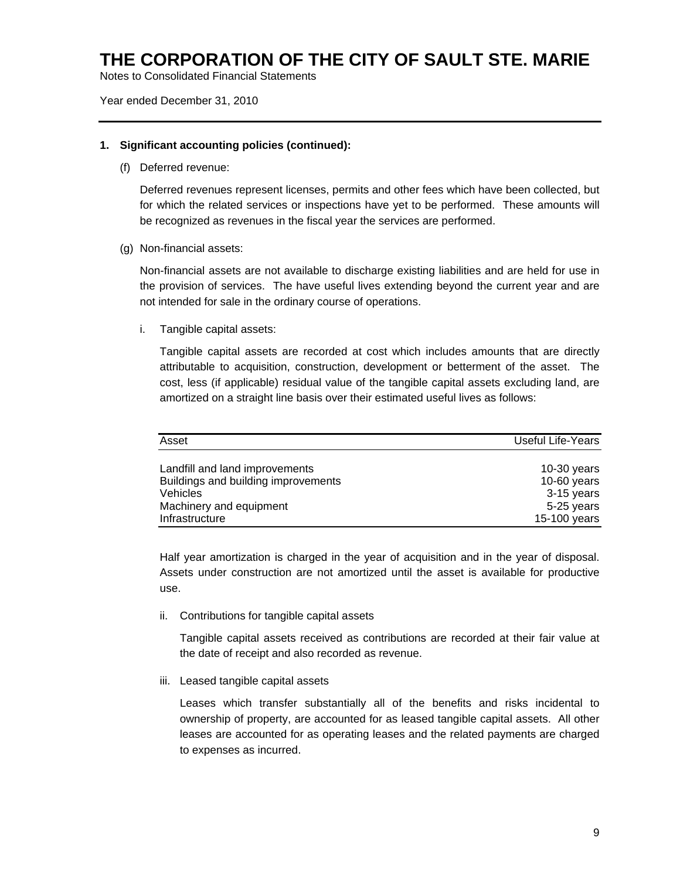# THE CORPORATION OF THE CITY OF SAULT STE. MARIE

Notes to Consolidated Financial Statements

Year ended December 31, 2010

**1. Significant accounting policies (continued):**

(f) Deferred revenue:

Deferred revenues represent licenses, permits and other fees which have been collected, but for which the related services or inspections have yet to be performed. These amounts will be recognized as revenues in the fiscal year the services are performed.

(g) Non-financial assets:

Non-financial assets are not available to discharge existing liabilities and are held for use in the provision of services. The have useful lives extending beyond the current year and are not intended for sale in the ordinary course of operations.

i. Tangible capital assets:

Tangible capital assets are recorded at cost which includes amounts that are directly attributable to acquisition, construction, development or betterment of the asset. The cost, less (if applicable) residual value of the tangible capital assets excluding land, are amortized on a straight line basis over their estimated useful lives as follows:

| Asset | Useful Life-Years |
|---|---|
| Landfill and land improvements | 10-30 years |
| Buildings and building improvements | 10-60 years |
| Vehicles | 3-15 years |
| Machinery and equipment | 5-25 years |
| Infrastructure | 15-100 years |

Half year amortization is charged in the year of acquisition and in the year of disposal. Assets under construction are not amortized until the asset is available for productive use.

ii. Contributions for tangible capital assets

Tangible capital assets received as contributions are recorded at their fair value at the date of receipt and also recorded as revenue.

iii. Leased tangible capital assets

Leases which transfer substantially all of the benefits and risks incidental to ownership of property, are accounted for as leased tangible capital assets. All other leases are accounted for as operating leases and the related payments are charged to expenses as incurred.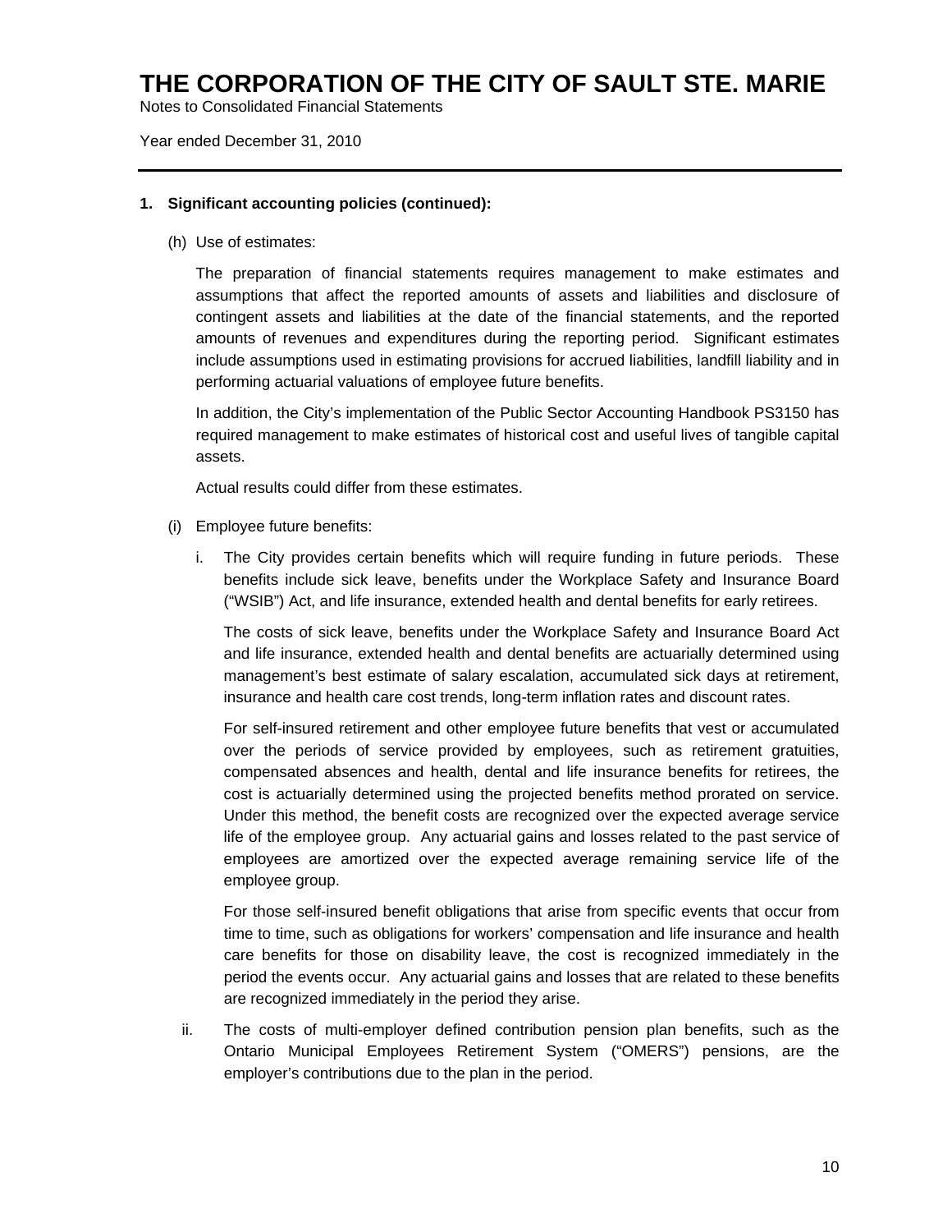# THE CORPORATION OF THE CITY OF SAULT STE. MARIE

Notes to Consolidated Financial Statements

Year ended December 31, 2010

---

**1. Significant accounting policies (continued):**

(h) Use of estimates:

The preparation of financial statements requires management to make estimates and assumptions that affect the reported amounts of assets and liabilities and disclosure of contingent assets and liabilities at the date of the financial statements, and the reported amounts of revenues and expenditures during the reporting period. Significant estimates include assumptions used in estimating provisions for accrued liabilities, landfill liability and in performing actuarial valuations of employee future benefits.

In addition, the City's implementation of the Public Sector Accounting Handbook PS3150 has required management to make estimates of historical cost and useful lives of tangible capital assets.

Actual results could differ from these estimates.

(i) Employee future benefits:

i. The City provides certain benefits which will require funding in future periods. These benefits include sick leave, benefits under the Workplace Safety and Insurance Board ("WSIB") Act, and life insurance, extended health and dental benefits for early retirees.

The costs of sick leave, benefits under the Workplace Safety and Insurance Board Act and life insurance, extended health and dental benefits are actuarially determined using management's best estimate of salary escalation, accumulated sick days at retirement, insurance and health care cost trends, long-term inflation rates and discount rates.

For self-insured retirement and other employee future benefits that vest or accumulated over the periods of service provided by employees, such as retirement gratuities, compensated absences and health, dental and life insurance benefits for retirees, the cost is actuarially determined using the projected benefits method prorated on service. Under this method, the benefit costs are recognized over the expected average service life of the employee group. Any actuarial gains and losses related to the past service of employees are amortized over the expected average remaining service life of the employee group.

For those self-insured benefit obligations that arise from specific events that occur from time to time, such as obligations for workers' compensation and life insurance and health care benefits for those on disability leave, the cost is recognized immediately in the period the events occur. Any actuarial gains and losses that are related to these benefits are recognized immediately in the period they arise.

ii. The costs of multi-employer defined contribution pension plan benefits, such as the Ontario Municipal Employees Retirement System ("OMERS") pensions, are the employer's contributions due to the plan in the period.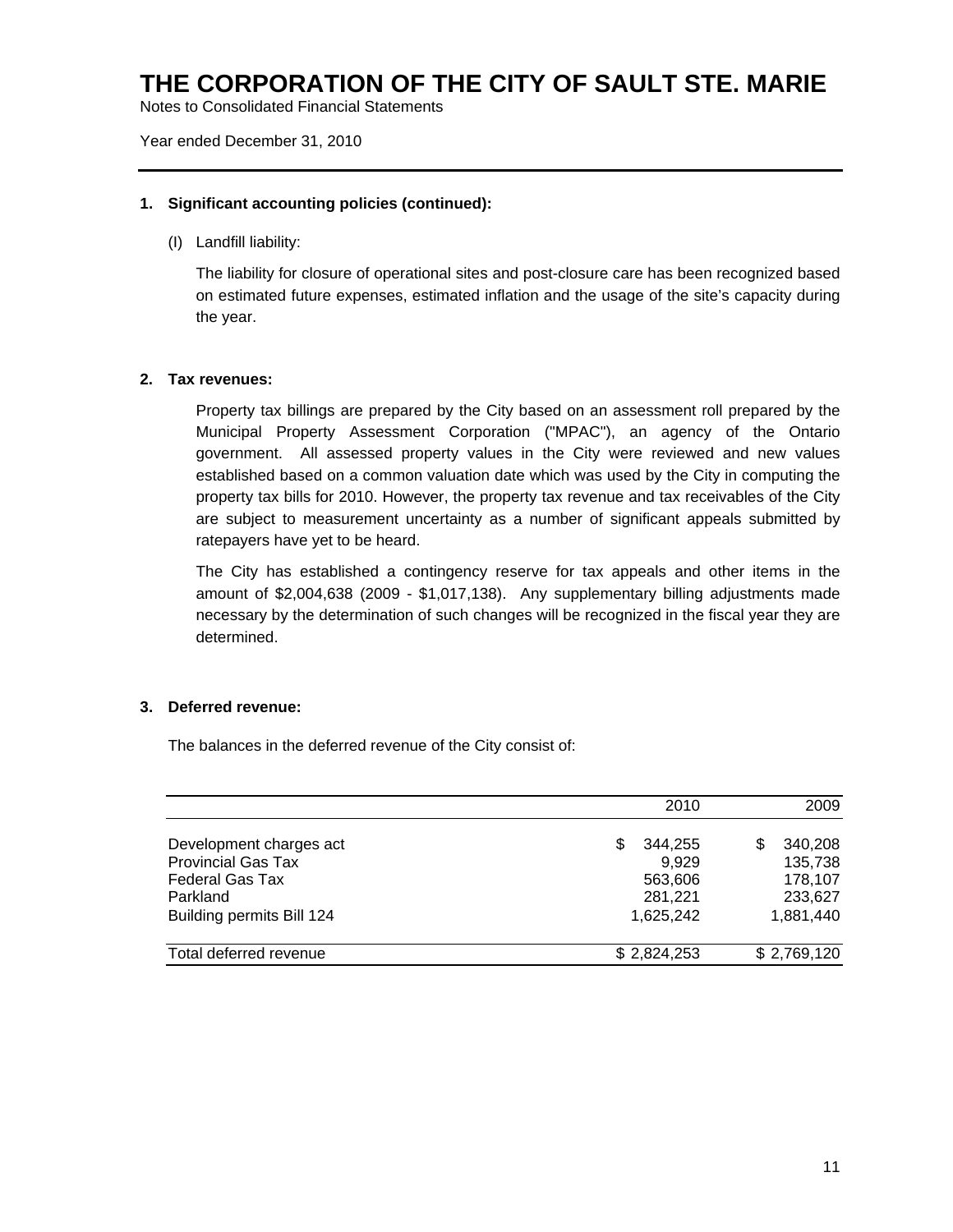# THE CORPORATION OF THE CITY OF SAULT STE. MARIE

Notes to Consolidated Financial Statements

Year ended December 31, 2010

---

**1. Significant accounting policies (continued):**

(l) Landfill liability:

The liability for closure of operational sites and post-closure care has been recognized based on estimated future expenses, estimated inflation and the usage of the site's capacity during the year.

**2. Tax revenues:**

Property tax billings are prepared by the City based on an assessment roll prepared by the Municipal Property Assessment Corporation ("MPAC"), an agency of the Ontario government. All assessed property values in the City were reviewed and new values established based on a common valuation date which was used by the City in computing the property tax bills for 2010. However, the property tax revenue and tax receivables of the City are subject to measurement uncertainty as a number of significant appeals submitted by ratepayers have yet to be heard.

The City has established a contingency reserve for tax appeals and other items in the amount of $2,004,638 (2009 - $1,017,138). Any supplementary billing adjustments made necessary by the determination of such changes will be recognized in the fiscal year they are determined.

**3. Deferred revenue:**

The balances in the deferred revenue of the City consist of:

| | 2010 | 2009 |
|---|---:|---:|
| Development charges act | $ 344,255 | $ 340,208 |
| Provincial Gas Tax | 9,929 | 135,738 |
| Federal Gas Tax | 563,606 | 178,107 |
| Parkland | 281,221 | 233,627 |
| Building permits Bill 124 | 1,625,242 | 1,881,440 |
| Total deferred revenue | $ 2,824,253 | $ 2,769,120 |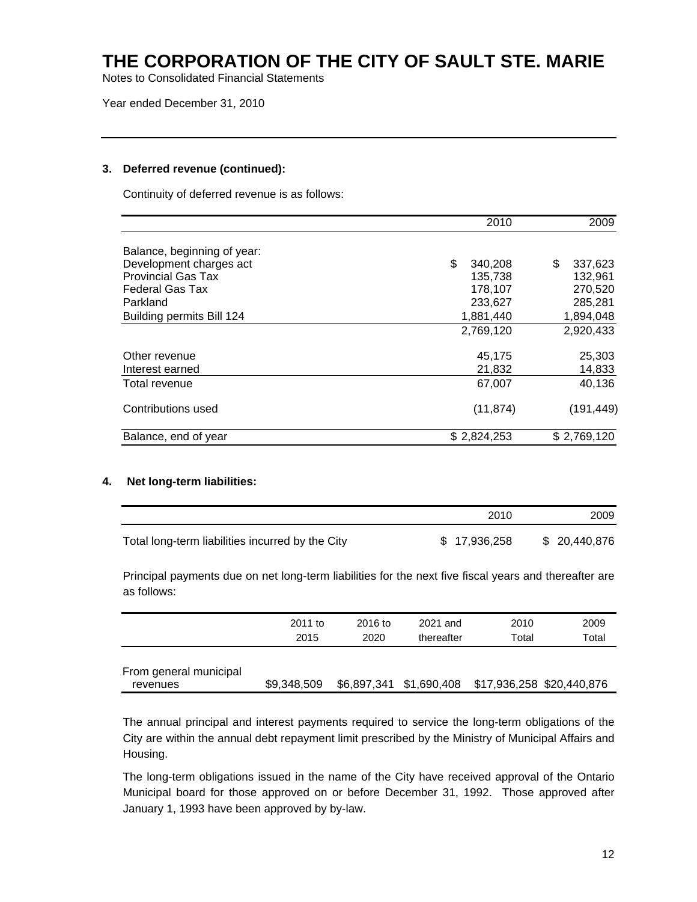# THE CORPORATION OF THE CITY OF SAULT STE. MARIE

Notes to Consolidated Financial Statements

Year ended December 31, 2010

---

**3. Deferred revenue (continued):**

Continuity of deferred revenue is as follows:

| | 2010 | 2009 |
|---|---|---|
| Balance, beginning of year: | | |
| Development charges act | $ 340,208 | $ 337,623 |
| Provincial Gas Tax | 135,738 | 132,961 |
| Federal Gas Tax | 178,107 | 270,520 |
| Parkland | 233,627 | 285,281 |
| Building permits Bill 124 | 1,881,440 | 1,894,048 |
| | 2,769,120 | 2,920,433 |
| Other revenue | 45,175 | 25,303 |
| Interest earned | 21,832 | 14,833 |
| Total revenue | 67,007 | 40,136 |
| Contributions used | (11,874) | (191,449) |
| Balance, end of year | $ 2,824,253 | $ 2,769,120 |

**4. Net long-term liabilities:**

| | 2010 | 2009 |
|---|---|---|
| Total long-term liabilities incurred by the City | $ 17,936,258 | $ 20,440,876 |

Principal payments due on net long-term liabilities for the next five fiscal years and thereafter are as follows:

| | 2011 to 2015 | 2016 to 2020 | 2021 and thereafter | 2010 Total | 2009 Total |
|---|---|---|---|---|---|
| From general municipal revenues | $9,348,509 | $6,897,341 | $1,690,408 | $17,936,258 | $20,440,876 |

The annual principal and interest payments required to service the long-term obligations of the City are within the annual debt repayment limit prescribed by the Ministry of Municipal Affairs and Housing.

The long-term obligations issued in the name of the City have received approval of the Ontario Municipal board for those approved on or before December 31, 1992. Those approved after January 1, 1993 have been approved by by-law.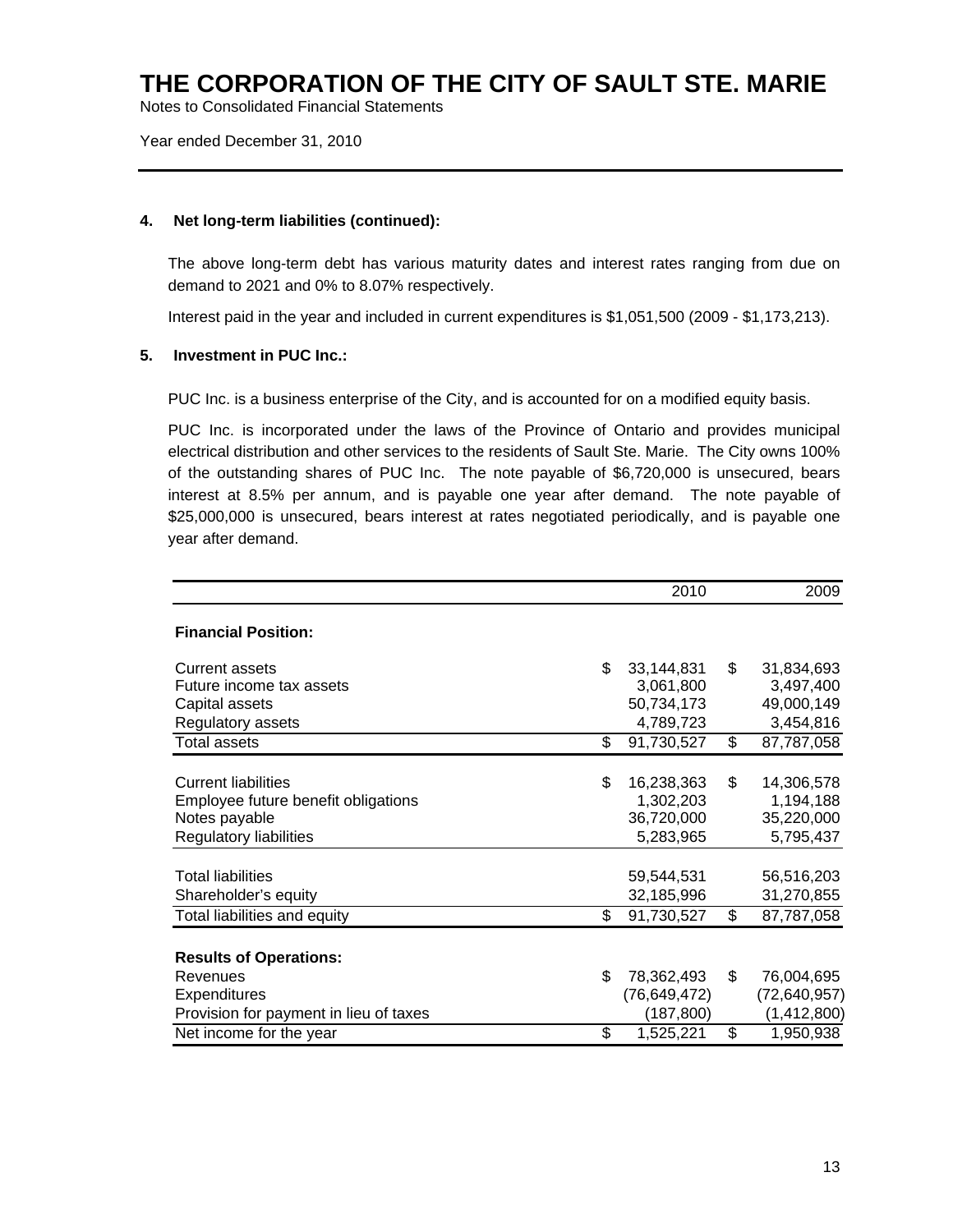# THE CORPORATION OF THE CITY OF SAULT STE. MARIE

Notes to Consolidated Financial Statements

Year ended December 31, 2010

---

**4. Net long-term liabilities (continued):**

The above long-term debt has various maturity dates and interest rates ranging from due on demand to 2021 and 0% to 8.07% respectively.

Interest paid in the year and included in current expenditures is $1,051,500 (2009 - $1,173,213).

**5. Investment in PUC Inc.:**

PUC Inc. is a business enterprise of the City, and is accounted for on a modified equity basis.

PUC Inc. is incorporated under the laws of the Province of Ontario and provides municipal electrical distribution and other services to the residents of Sault Ste. Marie. The City owns 100% of the outstanding shares of PUC Inc. The note payable of $6,720,000 is unsecured, bears interest at 8.5% per annum, and is payable one year after demand. The note payable of $25,000,000 is unsecured, bears interest at rates negotiated periodically, and is payable one year after demand.

| | 2010 | 2009 |
|---|---|---|
| **Financial Position:** | | |
| Current assets | $ 33,144,831 | $ 31,834,693 |
| Future income tax assets | 3,061,800 | 3,497,400 |
| Capital assets | 50,734,173 | 49,000,149 |
| Regulatory assets | 4,789,723 | 3,454,816 |
| Total assets | $ 91,730,527 | $ 87,787,058 |
| Current liabilities | $ 16,238,363 | $ 14,306,578 |
| Employee future benefit obligations | 1,302,203 | 1,194,188 |
| Notes payable | 36,720,000 | 35,220,000 |
| Regulatory liabilities | 5,283,965 | 5,795,437 |
| Total liabilities | 59,544,531 | 56,516,203 |
| Shareholder's equity | 32,185,996 | 31,270,855 |
| Total liabilities and equity | $ 91,730,527 | $ 87,787,058 |
| **Results of Operations:** | | |
| Revenues | $ 78,362,493 | $ 76,004,695 |
| Expenditures | (76,649,472) | (72,640,957) |
| Provision for payment in lieu of taxes | (187,800) | (1,412,800) |
| Net income for the year | $ 1,525,221 | $ 1,950,938 |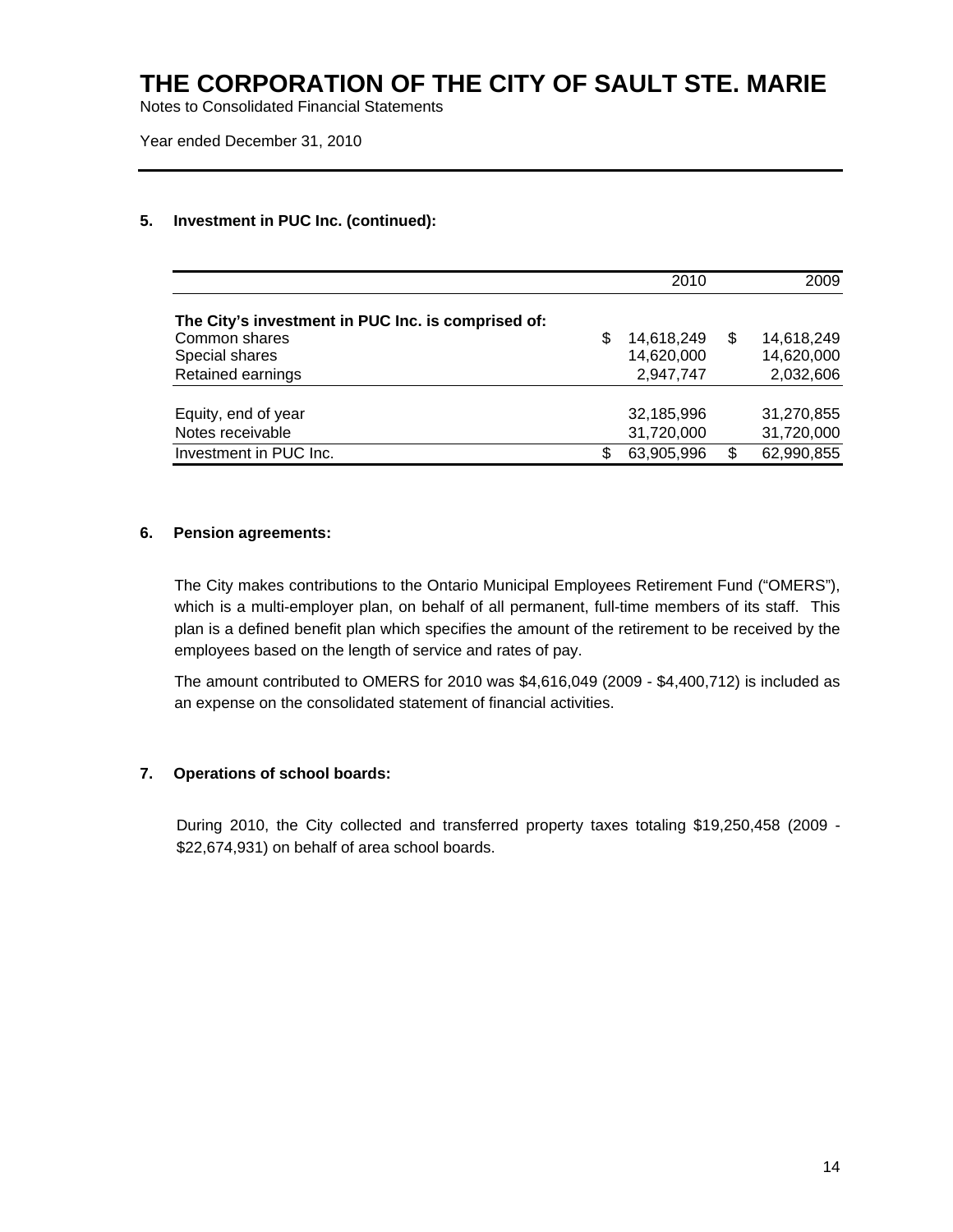# THE CORPORATION OF THE CITY OF SAULT STE. MARIE

Notes to Consolidated Financial Statements

Year ended December 31, 2010

## 5. Investment in PUC Inc. (continued):

| | 2010 | 2009 |
|---|---|---|
| **The City's investment in PUC Inc. is comprised of:** | | |
| Common shares | $ 14,618,249 | $ 14,618,249 |
| Special shares | 14,620,000 | 14,620,000 |
| Retained earnings | 2,947,747 | 2,032,606 |
| Equity, end of year | 32,185,996 | 31,270,855 |
| Notes receivable | 31,720,000 | 31,720,000 |
| Investment in PUC Inc. | $ 63,905,996 | $ 62,990,855 |

## 6. Pension agreements:

The City makes contributions to the Ontario Municipal Employees Retirement Fund ("OMERS"), which is a multi-employer plan, on behalf of all permanent, full-time members of its staff. This plan is a defined benefit plan which specifies the amount of the retirement to be received by the employees based on the length of service and rates of pay.

The amount contributed to OMERS for 2010 was $4,616,049 (2009 - $4,400,712) is included as an expense on the consolidated statement of financial activities.

## 7. Operations of school boards:

During 2010, the City collected and transferred property taxes totaling $19,250,458 (2009 - $22,674,931) on behalf of area school boards.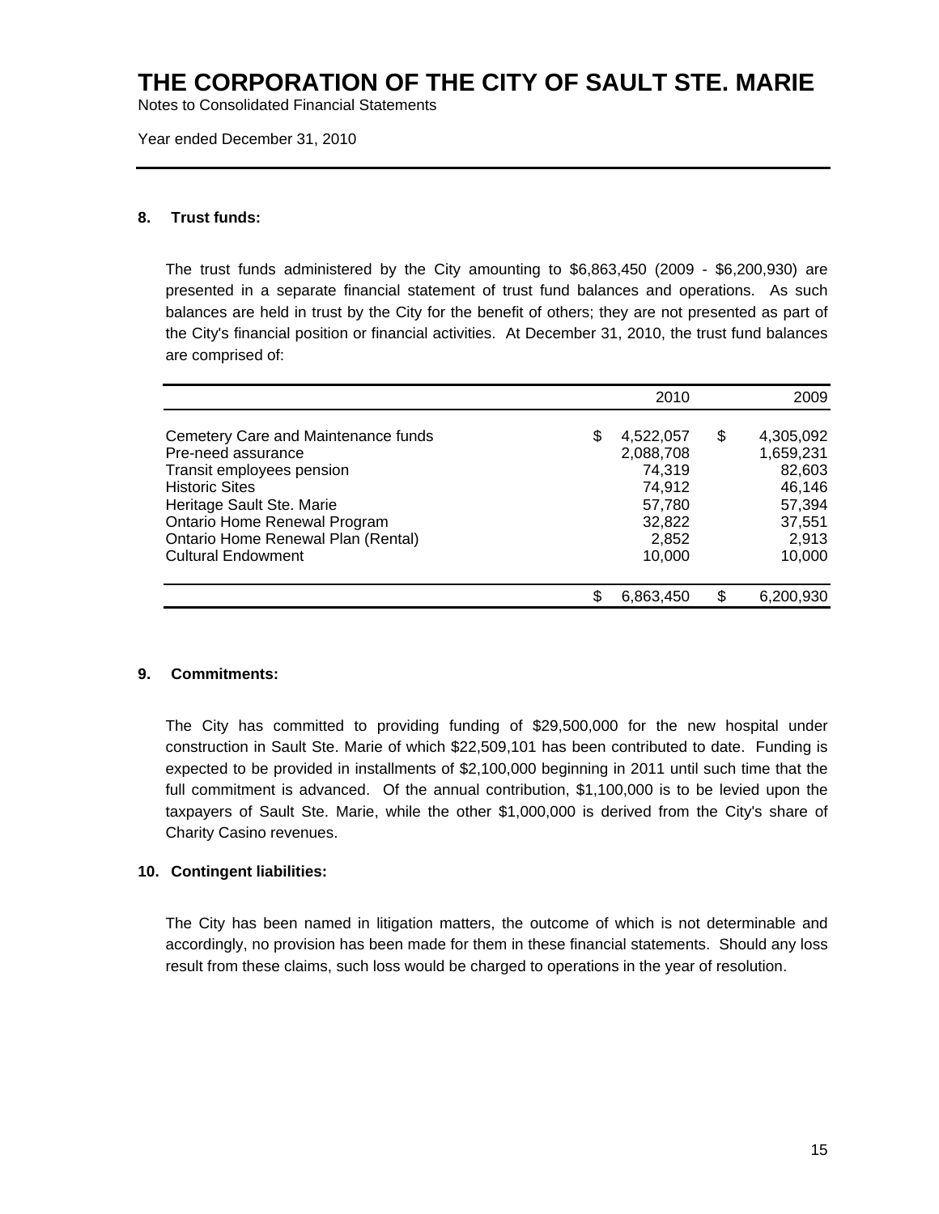# THE CORPORATION OF THE CITY OF SAULT STE. MARIE

Notes to Consolidated Financial Statements

Year ended December 31, 2010

## 8. Trust funds:

The trust funds administered by the City amounting to $6,863,450 (2009 - $6,200,930) are presented in a separate financial statement of trust fund balances and operations. As such balances are held in trust by the City for the benefit of others; they are not presented as part of the City's financial position or financial activities. At December 31, 2010, the trust fund balances are comprised of:

| | 2010 | 2009 |
|---|---|---|
| Cemetery Care and Maintenance funds | $ 4,522,057 | $ 4,305,092 |
| Pre-need assurance | 2,088,708 | 1,659,231 |
| Transit employees pension | 74,319 | 82,603 |
| Historic Sites | 74,912 | 46,146 |
| Heritage Sault Ste. Marie | 57,780 | 57,394 |
| Ontario Home Renewal Program | 32,822 | 37,551 |
| Ontario Home Renewal Plan (Rental) | 2,852 | 2,913 |
| Cultural Endowment | 10,000 | 10,000 |
| | $ 6,863,450 | $ 6,200,930 |

## 9. Commitments:

The City has committed to providing funding of $29,500,000 for the new hospital under construction in Sault Ste. Marie of which $22,509,101 has been contributed to date. Funding is expected to be provided in installments of $2,100,000 beginning in 2011 until such time that the full commitment is advanced. Of the annual contribution, $1,100,000 is to be levied upon the taxpayers of Sault Ste. Marie, while the other $1,000,000 is derived from the City's share of Charity Casino revenues.

## 10. Contingent liabilities:

The City has been named in litigation matters, the outcome of which is not determinable and accordingly, no provision has been made for them in these financial statements. Should any loss result from these claims, such loss would be charged to operations in the year of resolution.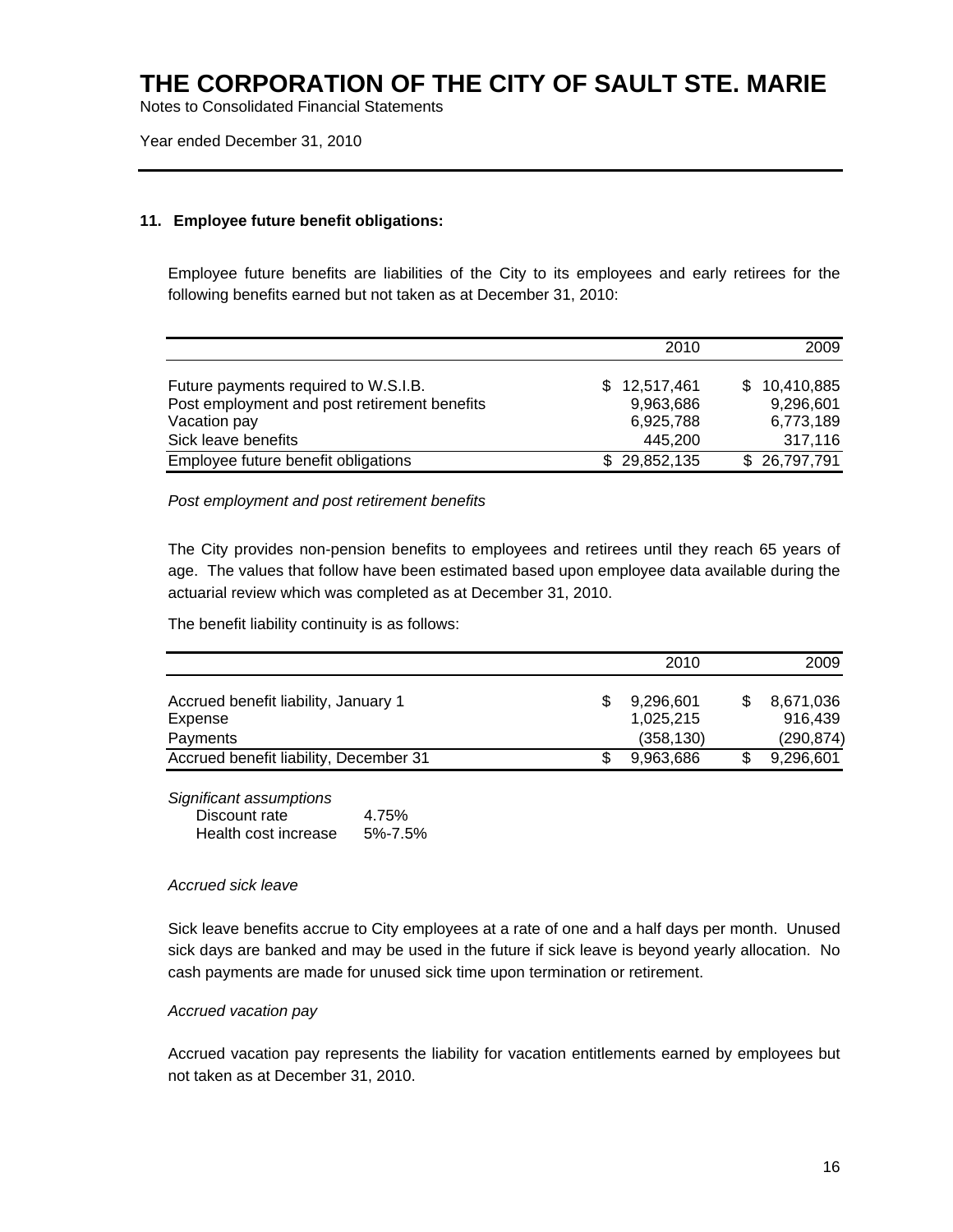# THE CORPORATION OF THE CITY OF SAULT STE. MARIE

Notes to Consolidated Financial Statements

Year ended December 31, 2010

---

**11. Employee future benefit obligations:**

Employee future benefits are liabilities of the City to its employees and early retirees for the following benefits earned but not taken as at December 31, 2010:

| | 2010 | 2009 |
|---|---|---|
| Future payments required to W.S.I.B. | $ 12,517,461 | $ 10,410,885 |
| Post employment and post retirement benefits | 9,963,686 | 9,296,601 |
| Vacation pay | 6,925,788 | 6,773,189 |
| Sick leave benefits | 445,200 | 317,116 |
| Employee future benefit obligations | $ 29,852,135 | $ 26,797,791 |

*Post employment and post retirement benefits*

The City provides non-pension benefits to employees and retirees until they reach 65 years of age. The values that follow have been estimated based upon employee data available during the actuarial review which was completed as at December 31, 2010.

The benefit liability continuity is as follows:

| | 2010 | 2009 |
|---|---|---|
| Accrued benefit liability, January 1 | $ 9,296,601 | $ 8,671,036 |
| Expense | 1,025,215 | 916,439 |
| Payments | (358,130) | (290,874) |
| Accrued benefit liability, December 31 | $ 9,963,686 | $ 9,296,601 |

*Significant assumptions*

| | |
|---|---|
| Discount rate | 4.75% |
| Health cost increase | 5%-7.5% |

*Accrued sick leave*

Sick leave benefits accrue to City employees at a rate of one and a half days per month. Unused sick days are banked and may be used in the future if sick leave is beyond yearly allocation. No cash payments are made for unused sick time upon termination or retirement.

*Accrued vacation pay*

Accrued vacation pay represents the liability for vacation entitlements earned by employees but not taken as at December 31, 2010.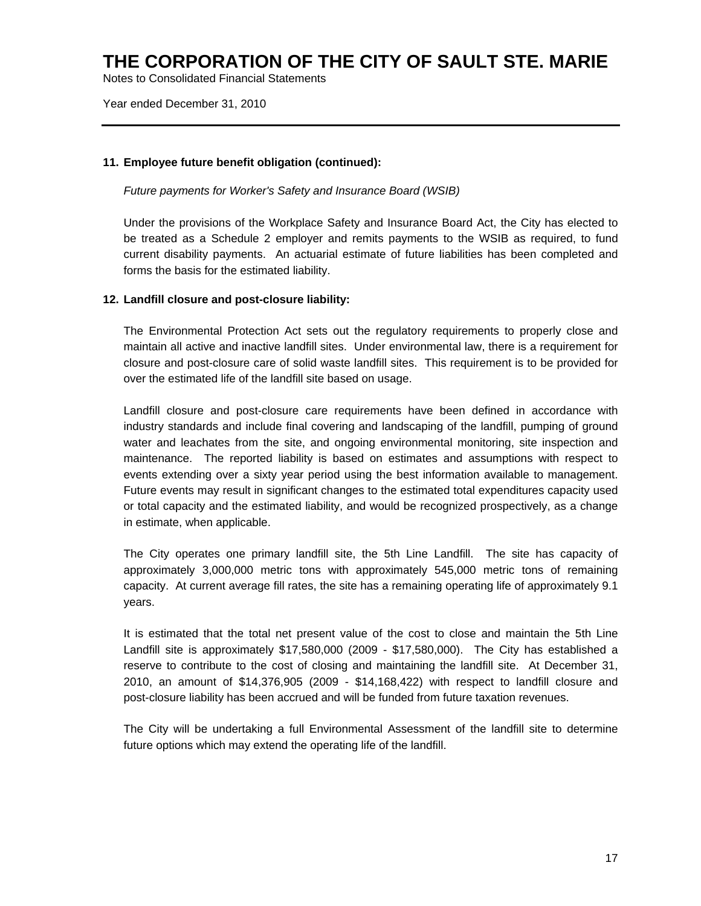# THE CORPORATION OF THE CITY OF SAULT STE. MARIE

Notes to Consolidated Financial Statements

Year ended December 31, 2010

---

**11. Employee future benefit obligation (continued):**

*Future payments for Worker's Safety and Insurance Board (WSIB)*

Under the provisions of the Workplace Safety and Insurance Board Act, the City has elected to be treated as a Schedule 2 employer and remits payments to the WSIB as required, to fund current disability payments. An actuarial estimate of future liabilities has been completed and forms the basis for the estimated liability.

**12. Landfill closure and post-closure liability:**

The Environmental Protection Act sets out the regulatory requirements to properly close and maintain all active and inactive landfill sites. Under environmental law, there is a requirement for closure and post-closure care of solid waste landfill sites. This requirement is to be provided for over the estimated life of the landfill site based on usage.

Landfill closure and post-closure care requirements have been defined in accordance with industry standards and include final covering and landscaping of the landfill, pumping of ground water and leachates from the site, and ongoing environmental monitoring, site inspection and maintenance. The reported liability is based on estimates and assumptions with respect to events extending over a sixty year period using the best information available to management. Future events may result in significant changes to the estimated total expenditures capacity used or total capacity and the estimated liability, and would be recognized prospectively, as a change in estimate, when applicable.

The City operates one primary landfill site, the 5th Line Landfill. The site has capacity of approximately 3,000,000 metric tons with approximately 545,000 metric tons of remaining capacity. At current average fill rates, the site has a remaining operating life of approximately 9.1 years.

It is estimated that the total net present value of the cost to close and maintain the 5th Line Landfill site is approximately $17,580,000 (2009 - $17,580,000). The City has established a reserve to contribute to the cost of closing and maintaining the landfill site. At December 31, 2010, an amount of $14,376,905 (2009 - $14,168,422) with respect to landfill closure and post-closure liability has been accrued and will be funded from future taxation revenues.

The City will be undertaking a full Environmental Assessment of the landfill site to determine future options which may extend the operating life of the landfill.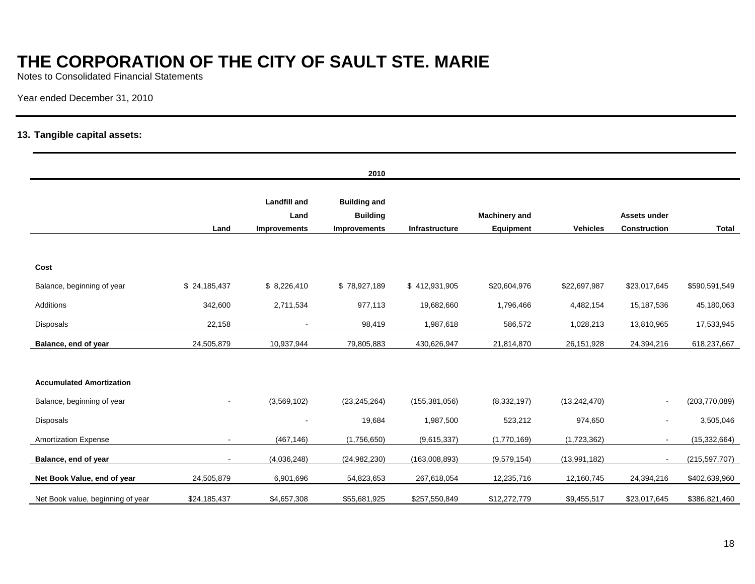# THE CORPORATION OF THE CITY OF SAULT STE. MARIE

Notes to Consolidated Financial Statements

Year ended December 31, 2010

### 13. Tangible capital assets:

| 2010 | | | | | | | | |
|---|---|---|---|---|---|---|---|---|
| | **Land** | **Landfill and Land Improvements** | **Building and Building Improvements** | **Infrastructure** | **Machinery and Equipment** | **Vehicles** | **Assets under Construction** | **Total** |
| **Cost** | | | | | | | | |
| Balance, beginning of year | $ 24,185,437 | $ 8,226,410 | $ 78,927,189 | $ 412,931,905 | $20,604,976 | $22,697,987 | $23,017,645 | $590,591,549 |
| Additions | 342,600 | 2,711,534 | 977,113 | 19,682,660 | 1,796,466 | 4,482,154 | 15,187,536 | 45,180,063 |
| Disposals | 22,158 | - | 98,419 | 1,987,618 | 586,572 | 1,028,213 | 13,810,965 | 17,533,945 |
| **Balance, end of year** | 24,505,879 | 10,937,944 | 79,805,883 | 430,626,947 | 21,814,870 | 26,151,928 | 24,394,216 | 618,237,667 |
| **Accumulated Amortization** | | | | | | | | |
| Balance, beginning of year | - | (3,569,102) | (23,245,264) | (155,381,056) | (8,332,197) | (13,242,470) | - | (203,770,089) |
| Disposals | | - | 19,684 | 1,987,500 | 523,212 | 974,650 | - | 3,505,046 |
| Amortization Expense | - | (467,146) | (1,756,650) | (9,615,337) | (1,770,169) | (1,723,362) | - | (15,332,664) |
| **Balance, end of year** | - | (4,036,248) | (24,982,230) | (163,008,893) | (9,579,154) | (13,991,182) | - | (215,597,707) |
| **Net Book Value, end of year** | 24,505,879 | 6,901,696 | 54,823,653 | 267,618,054 | 12,235,716 | 12,160,745 | 24,394,216 | $402,639,960 |
| Net Book value, beginning of year | $24,185,437 | $4,657,308 | $55,681,925 | $257,550,849 | $12,272,779 | $9,455,517 | $23,017,645 | $386,821,460 |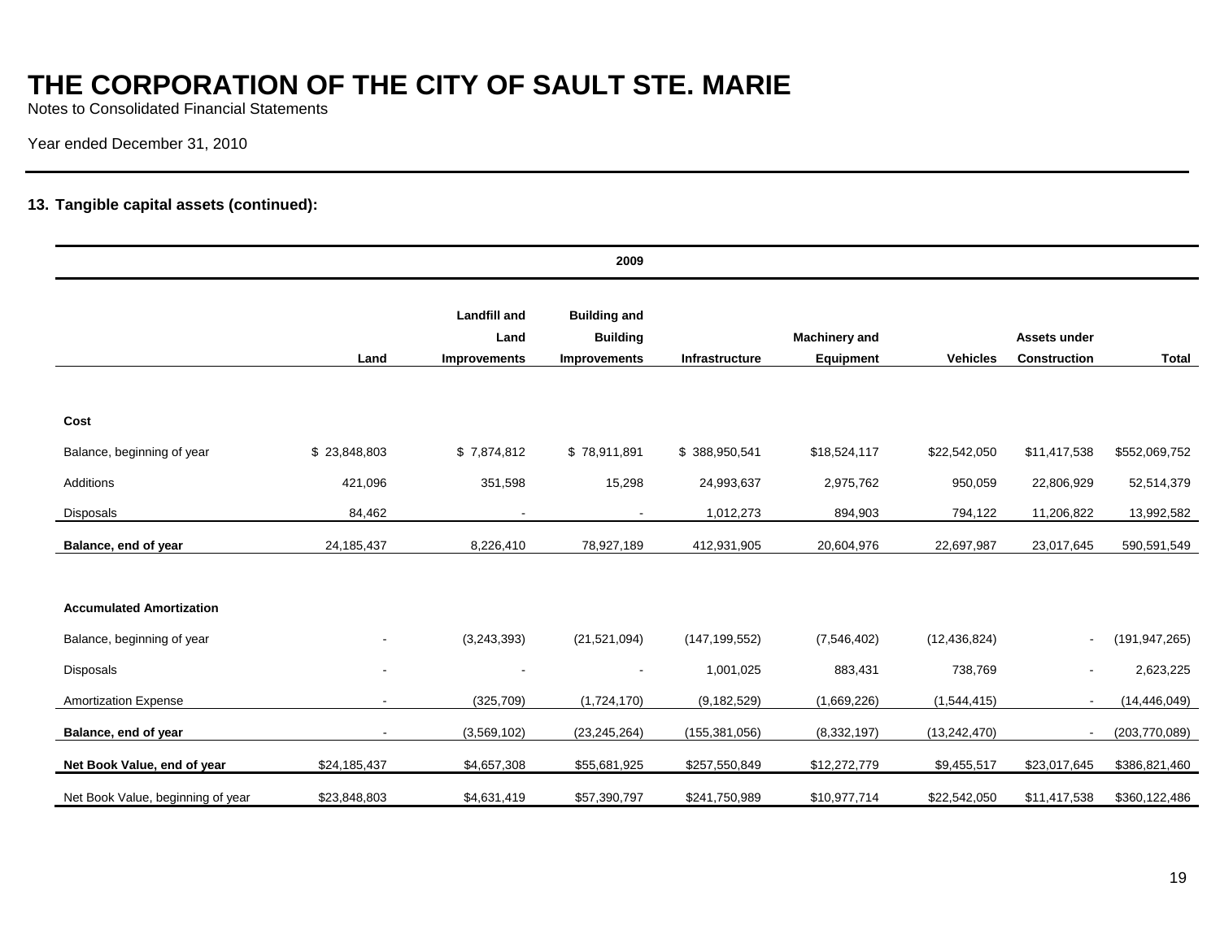# THE CORPORATION OF THE CITY OF SAULT STE. MARIE

Notes to Consolidated Financial Statements

Year ended December 31, 2010

### 13. Tangible capital assets (continued):

| 2009 | | | | | | | | |
|---|---|---|---|---|---|---|---|---|
| | Land | Landfill and Land Improvements | Building and Building Improvements | Infrastructure | Machinery and Equipment | Vehicles | Assets under Construction | Total |
| **Cost** | | | | | | | | |
| Balance, beginning of year | $ 23,848,803 | $ 7,874,812 | $ 78,911,891 | $ 388,950,541 | $18,524,117 | $22,542,050 | $11,417,538 | $552,069,752 |
| Additions | 421,096 | 351,598 | 15,298 | 24,993,637 | 2,975,762 | 950,059 | 22,806,929 | 52,514,379 |
| Disposals | 84,462 | - | - | 1,012,273 | 894,903 | 794,122 | 11,206,822 | 13,992,582 |
| **Balance, end of year** | 24,185,437 | 8,226,410 | 78,927,189 | 412,931,905 | 20,604,976 | 22,697,987 | 23,017,645 | 590,591,549 |
| **Accumulated Amortization** | | | | | | | | |
| Balance, beginning of year | - | (3,243,393) | (21,521,094) | (147,199,552) | (7,546,402) | (12,436,824) | - | (191,947,265) |
| Disposals | - | - | - | 1,001,025 | 883,431 | 738,769 | - | 2,623,225 |
| Amortization Expense | - | (325,709) | (1,724,170) | (9,182,529) | (1,669,226) | (1,544,415) | - | (14,446,049) |
| **Balance, end of year** | - | (3,569,102) | (23,245,264) | (155,381,056) | (8,332,197) | (13,242,470) | - | (203,770,089) |
| **Net Book Value, end of year** | $24,185,437 | $4,657,308 | $55,681,925 | $257,550,849 | $12,272,779 | $9,455,517 | $23,017,645 | $386,821,460 |
| Net Book Value, beginning of year | $23,848,803 | $4,631,419 | $57,390,797 | $241,750,989 | $10,977,714 | $22,542,050 | $11,417,538 | $360,122,486 |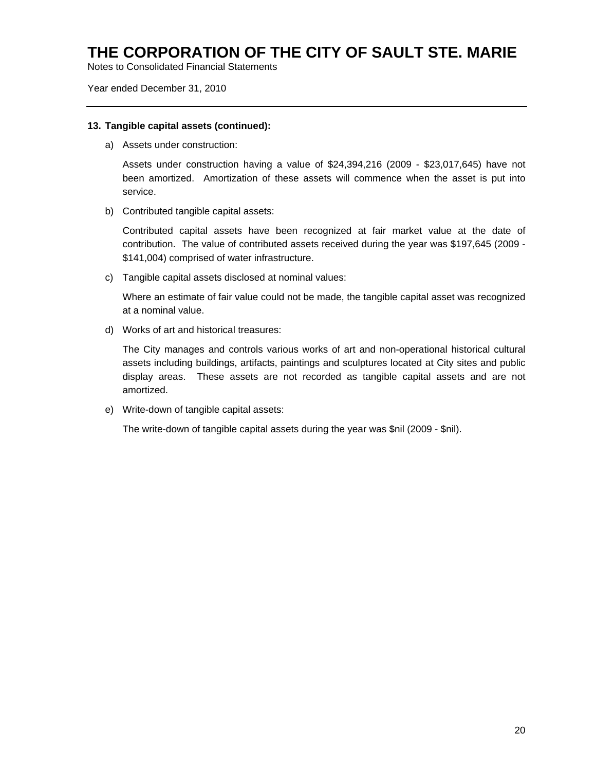## 13. Tangible capital assets (continued):

a) Assets under construction:

   Assets under construction having a value of $24,394,216 (2009 - $23,017,645) have not been amortized. Amortization of these assets will commence when the asset is put into service.

b) Contributed tangible capital assets:

   Contributed capital assets have been recognized at fair market value at the date of contribution. The value of contributed assets received during the year was $197,645 (2009 - $141,004) comprised of water infrastructure.

c) Tangible capital assets disclosed at nominal values:

   Where an estimate of fair value could not be made, the tangible capital asset was recognized at a nominal value.

d) Works of art and historical treasures:

   The City manages and controls various works of art and non-operational historical cultural assets including buildings, artifacts, paintings and sculptures located at City sites and public display areas. These assets are not recorded as tangible capital assets and are not amortized.

e) Write-down of tangible capital assets:

   The write-down of tangible capital assets during the year was $nil (2009 - $nil).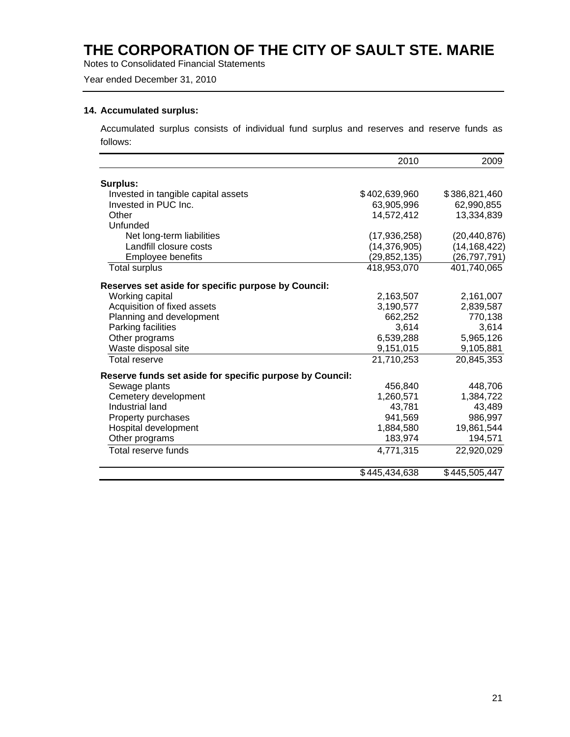# THE CORPORATION OF THE CITY OF SAULT STE. MARIE

Notes to Consolidated Financial Statements

Year ended December 31, 2010

### 14. Accumulated surplus:

Accumulated surplus consists of individual fund surplus and reserves and reserve funds as follows:

| | 2010 | 2009 |
|---|---|---|
| **Surplus:** | | |
| Invested in tangible capital assets | $402,639,960 | $386,821,460 |
| Invested in PUC Inc. | 63,905,996 | 62,990,855 |
| Other | 14,572,412 | 13,334,839 |
| Unfunded | | |
| Net long-term liabilities | (17,936,258) | (20,440,876) |
| Landfill closure costs | (14,376,905) | (14,168,422) |
| Employee benefits | (29,852,135) | (26,797,791) |
| Total surplus | 418,953,070 | 401,740,065 |
| **Reserves set aside for specific purpose by Council:** | | |
| Working capital | 2,163,507 | 2,161,007 |
| Acquisition of fixed assets | 3,190,577 | 2,839,587 |
| Planning and development | 662,252 | 770,138 |
| Parking facilities | 3,614 | 3,614 |
| Other programs | 6,539,288 | 5,965,126 |
| Waste disposal site | 9,151,015 | 9,105,881 |
| Total reserve | 21,710,253 | 20,845,353 |
| **Reserve funds set aside for specific purpose by Council:** | | |
| Sewage plants | 456,840 | 448,706 |
| Cemetery development | 1,260,571 | 1,384,722 |
| Industrial land | 43,781 | 43,489 |
| Property purchases | 941,569 | 986,997 |
| Hospital development | 1,884,580 | 19,861,544 |
| Other programs | 183,974 | 194,571 |
| Total reserve funds | 4,771,315 | 22,920,029 |
| | $445,434,638 | $445,505,447 |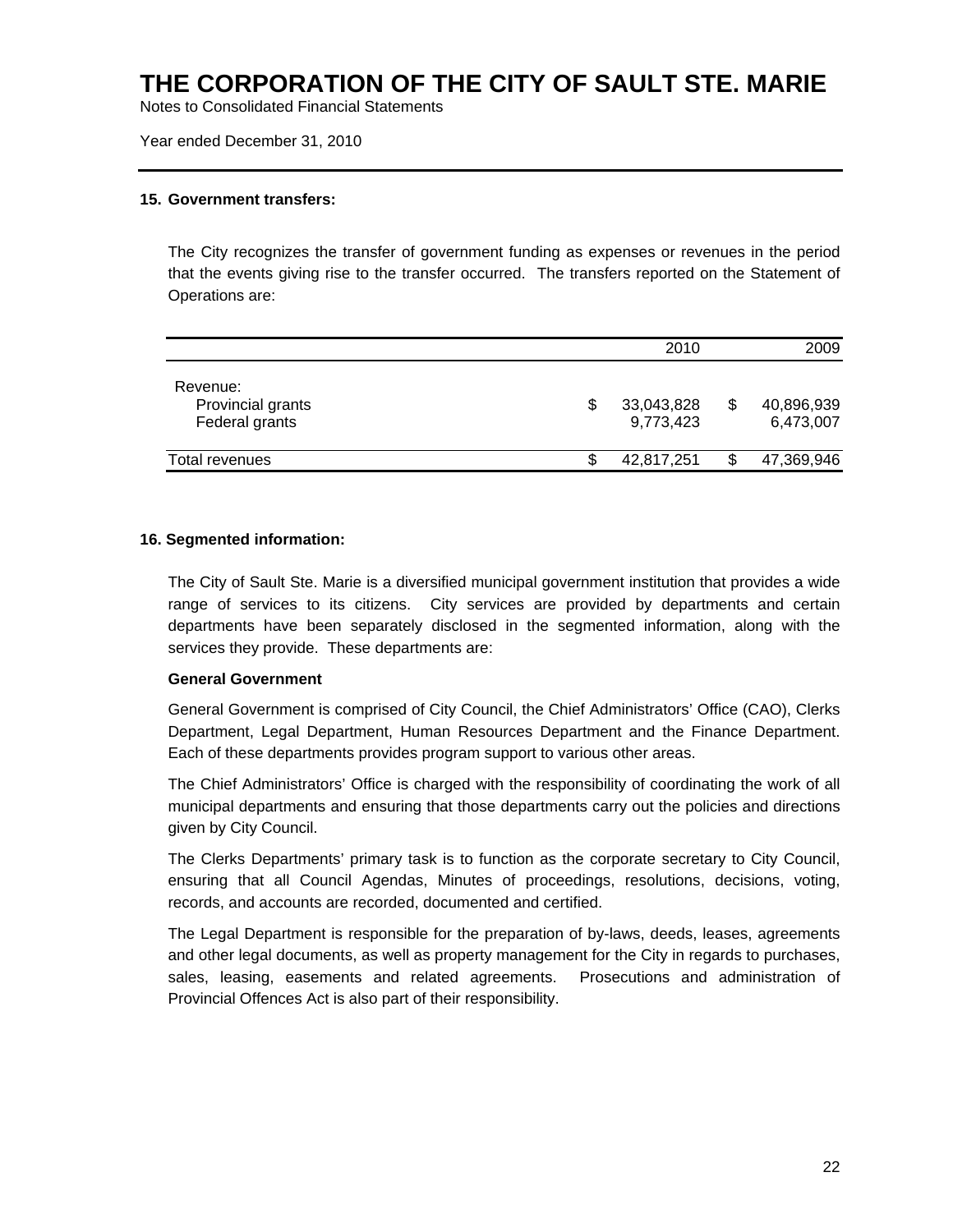# THE CORPORATION OF THE CITY OF SAULT STE. MARIE

Notes to Consolidated Financial Statements

Year ended December 31, 2010

## 15. Government transfers:

The City recognizes the transfer of government funding as expenses or revenues in the period that the events giving rise to the transfer occurred. The transfers reported on the Statement of Operations are:

| | 2010 | 2009 |
|---|---|---|
| Revenue: | | |
| Provincial grants | $ 33,043,828 | $ 40,896,939 |
| Federal grants | 9,773,423 | 6,473,007 |
| Total revenues | $ 42,817,251 | $ 47,369,946 |

## 16. Segmented information:

The City of Sault Ste. Marie is a diversified municipal government institution that provides a wide range of services to its citizens. City services are provided by departments and certain departments have been separately disclosed in the segmented information, along with the services they provide. These departments are:

**General Government**

General Government is comprised of City Council, the Chief Administrators' Office (CAO), Clerks Department, Legal Department, Human Resources Department and the Finance Department. Each of these departments provides program support to various other areas.

The Chief Administrators' Office is charged with the responsibility of coordinating the work of all municipal departments and ensuring that those departments carry out the policies and directions given by City Council.

The Clerks Departments' primary task is to function as the corporate secretary to City Council, ensuring that all Council Agendas, Minutes of proceedings, resolutions, decisions, voting, records, and accounts are recorded, documented and certified.

The Legal Department is responsible for the preparation of by-laws, deeds, leases, agreements and other legal documents, as well as property management for the City in regards to purchases, sales, leasing, easements and related agreements. Prosecutions and administration of Provincial Offences Act is also part of their responsibility.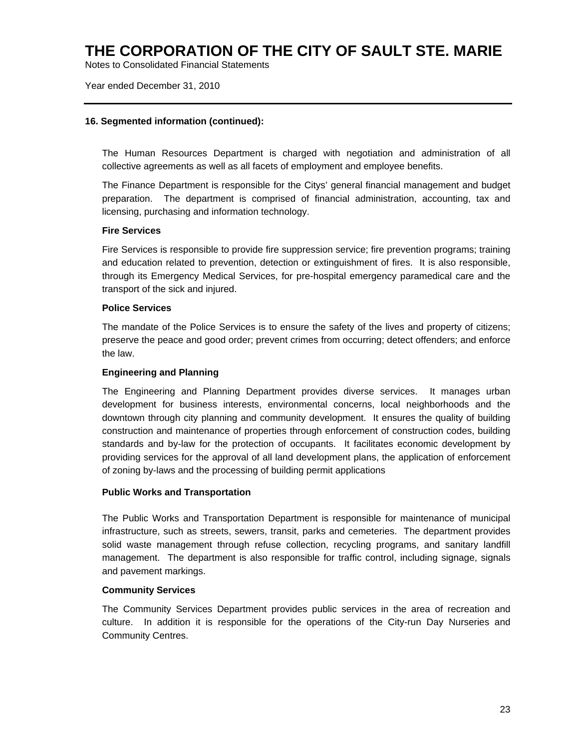# THE CORPORATION OF THE CITY OF SAULT STE. MARIE

Notes to Consolidated Financial Statements

Year ended December 31, 2010

---

**16. Segmented information (continued):**

The Human Resources Department is charged with negotiation and administration of all collective agreements as well as all facets of employment and employee benefits.

The Finance Department is responsible for the Citys' general financial management and budget preparation. The department is comprised of financial administration, accounting, tax and licensing, purchasing and information technology.

**Fire Services**

Fire Services is responsible to provide fire suppression service; fire prevention programs; training and education related to prevention, detection or extinguishment of fires. It is also responsible, through its Emergency Medical Services, for pre-hospital emergency paramedical care and the transport of the sick and injured.

**Police Services**

The mandate of the Police Services is to ensure the safety of the lives and property of citizens; preserve the peace and good order; prevent crimes from occurring; detect offenders; and enforce the law.

**Engineering and Planning**

The Engineering and Planning Department provides diverse services. It manages urban development for business interests, environmental concerns, local neighborhoods and the downtown through city planning and community development. It ensures the quality of building construction and maintenance of properties through enforcement of construction codes, building standards and by-law for the protection of occupants. It facilitates economic development by providing services for the approval of all land development plans, the application of enforcement of zoning by-laws and the processing of building permit applications

**Public Works and Transportation**

The Public Works and Transportation Department is responsible for maintenance of municipal infrastructure, such as streets, sewers, transit, parks and cemeteries. The department provides solid waste management through refuse collection, recycling programs, and sanitary landfill management. The department is also responsible for traffic control, including signage, signals and pavement markings.

**Community Services**

The Community Services Department provides public services in the area of recreation and culture. In addition it is responsible for the operations of the City-run Day Nurseries and Community Centres.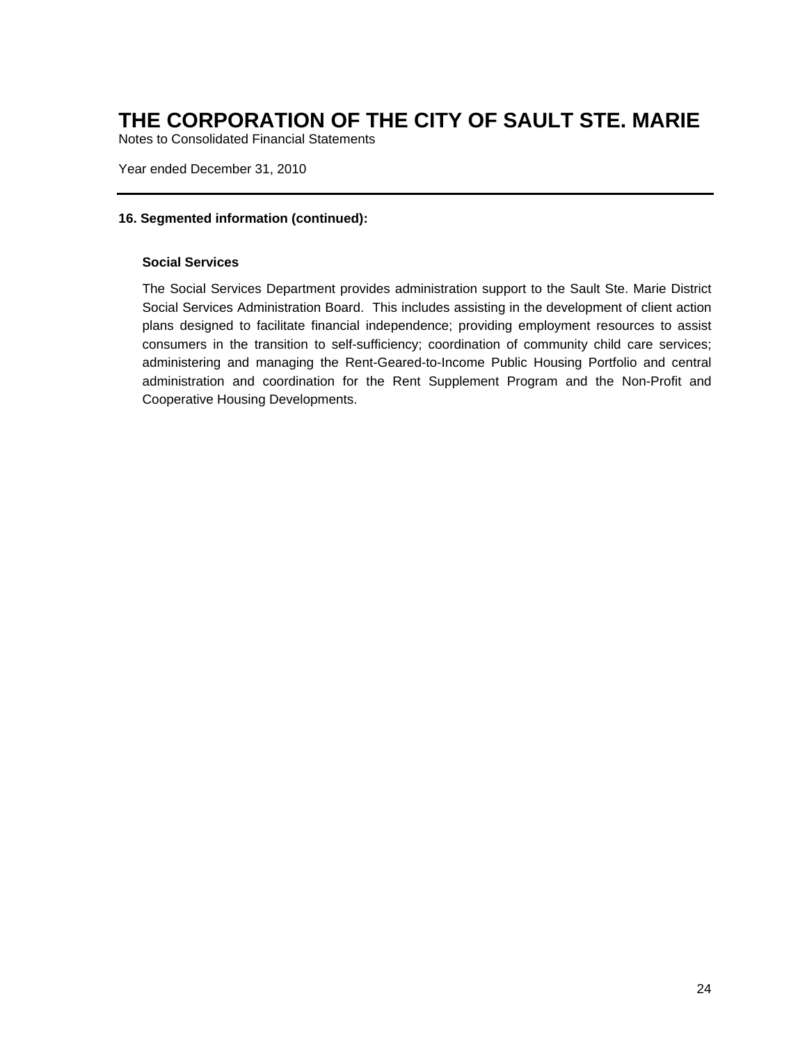# THE CORPORATION OF THE CITY OF SAULT STE. MARIE

Notes to Consolidated Financial Statements

Year ended December 31, 2010

---

**16. Segmented information (continued):**

**Social Services**

The Social Services Department provides administration support to the Sault Ste. Marie District Social Services Administration Board. This includes assisting in the development of client action plans designed to facilitate financial independence; providing employment resources to assist consumers in the transition to self-sufficiency; coordination of community child care services; administering and managing the Rent-Geared-to-Income Public Housing Portfolio and central administration and coordination for the Rent Supplement Program and the Non-Profit and Cooperative Housing Developments.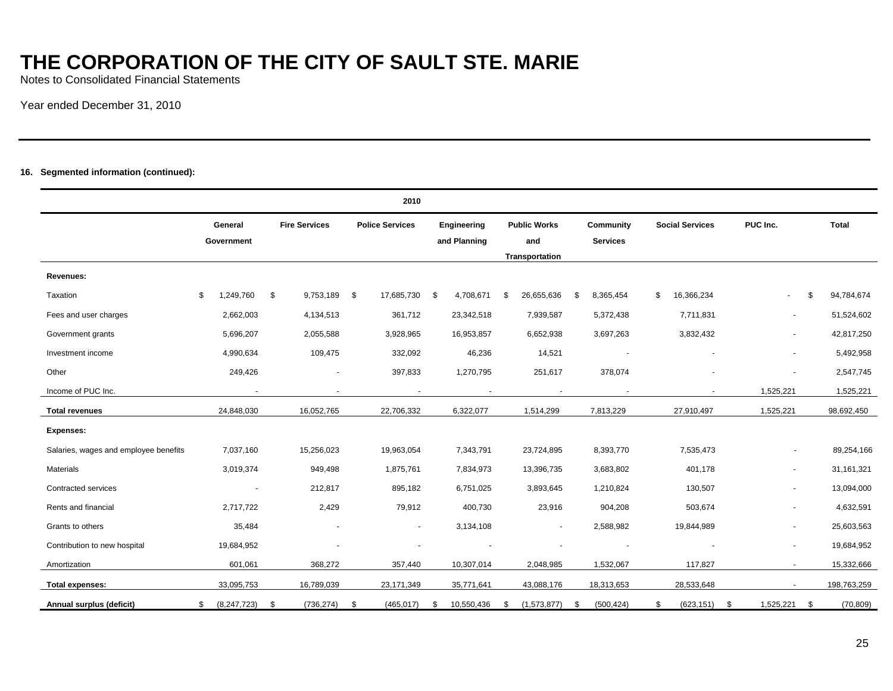# THE CORPORATION OF THE CITY OF SAULT STE. MARIE

Notes to Consolidated Financial Statements

Year ended December 31, 2010

**16. Segmented information (continued):**

| 2010 | General Government | Fire Services | Police Services | Engineering and Planning | Public Works and Transportation | Community Services | Social Services | PUC Inc. | Total |
|---|---|---|---|---|---|---|---|---|---|
| **Revenues:** | | | | | | | | | |
| Taxation | $ 1,249,760 | $ 9,753,189 | $ 17,685,730 | $ 4,708,671 | $ 26,655,636 | $ 8,365,454 | $ 16,366,234 | - | $ 94,784,674 |
| Fees and user charges | 2,662,003 | 4,134,513 | 361,712 | 23,342,518 | 7,939,587 | 5,372,438 | 7,711,831 | - | 51,524,602 |
| Government grants | 5,696,207 | 2,055,588 | 3,928,965 | 16,953,857 | 6,652,938 | 3,697,263 | 3,832,432 | - | 42,817,250 |
| Investment income | 4,990,634 | 109,475 | 332,092 | 46,236 | 14,521 | - | - | - | 5,492,958 |
| Other | 249,426 | - | 397,833 | 1,270,795 | 251,617 | 378,074 | - | - | 2,547,745 |
| Income of PUC Inc. | - | - | - | - | - | - | - | 1,525,221 | 1,525,221 |
| **Total revenues** | 24,848,030 | 16,052,765 | 22,706,332 | 6,322,077 | 1,514,299 | 7,813,229 | 27,910,497 | 1,525,221 | 98,692,450 |
| **Expenses:** | | | | | | | | | |
| Salaries, wages and employee benefits | 7,037,160 | 15,256,023 | 19,963,054 | 7,343,791 | 23,724,895 | 8,393,770 | 7,535,473 | - | 89,254,166 |
| Materials | 3,019,374 | 949,498 | 1,875,761 | 7,834,973 | 13,396,735 | 3,683,802 | 401,178 | - | 31,161,321 |
| Contracted services | - | 212,817 | 895,182 | 6,751,025 | 3,893,645 | 1,210,824 | 130,507 | - | 13,094,000 |
| Rents and financial | 2,717,722 | 2,429 | 79,912 | 400,730 | 23,916 | 904,208 | 503,674 | - | 4,632,591 |
| Grants to others | 35,484 | - | - | 3,134,108 | - | 2,588,982 | 19,844,989 | - | 25,603,563 |
| Contribution to new hospital | 19,684,952 | - | - | - | - | - | - | - | 19,684,952 |
| Amortization | 601,061 | 368,272 | 357,440 | 10,307,014 | 2,048,985 | 1,532,067 | 117,827 | - | 15,332,666 |
| **Total expenses:** | 33,095,753 | 16,789,039 | 23,171,349 | 35,771,641 | 43,088,176 | 18,313,653 | 28,533,648 | - | 198,763,259 |
| **Annual surplus (deficit)** | $ (8,247,723) | $ (736,274) | $ (465,017) | $ 10,550,436 | $ (1,573,877) | $ (500,424) | $ (623,151) | $ 1,525,221 | $ (70,809) |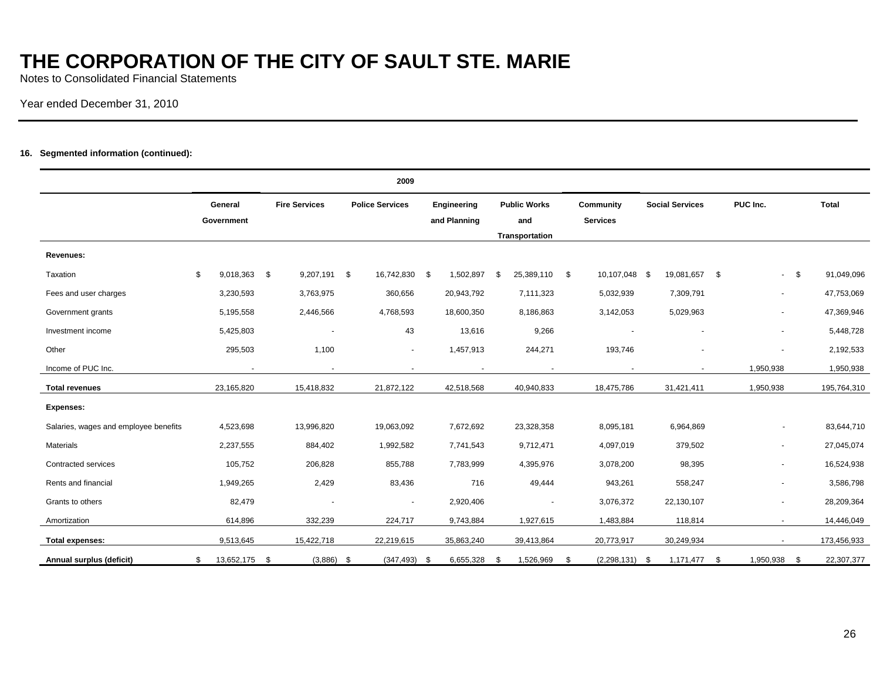# THE CORPORATION OF THE CITY OF SAULT STE. MARIE

Notes to Consolidated Financial Statements

Year ended December 31, 2010

**16. Segmented information (continued):**

| 2009 | | | | | | | | | |
|---|---|---|---|---|---|---|---|---|---|
| | General Government | Fire Services | Police Services | Engineering and Planning | Public Works and Transportation | Community Services | Social Services | PUC Inc. | Total |
| **Revenues:** | | | | | | | | | |
| Taxation | $ 9,018,363 | $ 9,207,191 | $ 16,742,830 | $ 1,502,897 | $ 25,389,110 | $ 10,107,048 | $ 19,081,657 | $ - | $ 91,049,096 |
| Fees and user charges | 3,230,593 | 3,763,975 | 360,656 | 20,943,792 | 7,111,323 | 5,032,939 | 7,309,791 | - | 47,753,069 |
| Government grants | 5,195,558 | 2,446,566 | 4,768,593 | 18,600,350 | 8,186,863 | 3,142,053 | 5,029,963 | - | 47,369,946 |
| Investment income | 5,425,803 | - | 43 | 13,616 | 9,266 | - | - | - | 5,448,728 |
| Other | 295,503 | 1,100 | - | 1,457,913 | 244,271 | 193,746 | - | - | 2,192,533 |
| Income of PUC Inc. | - | - | - | - | - | - | - | 1,950,938 | 1,950,938 |
| **Total revenues** | 23,165,820 | 15,418,832 | 21,872,122 | 42,518,568 | 40,940,833 | 18,475,786 | 31,421,411 | 1,950,938 | 195,764,310 |
| **Expenses:** | | | | | | | | | |
| Salaries, wages and employee benefits | 4,523,698 | 13,996,820 | 19,063,092 | 7,672,692 | 23,328,358 | 8,095,181 | 6,964,869 | - | 83,644,710 |
| Materials | 2,237,555 | 884,402 | 1,992,582 | 7,741,543 | 9,712,471 | 4,097,019 | 379,502 | - | 27,045,074 |
| Contracted services | 105,752 | 206,828 | 855,788 | 7,783,999 | 4,395,976 | 3,078,200 | 98,395 | - | 16,524,938 |
| Rents and financial | 1,949,265 | 2,429 | 83,436 | 716 | 49,444 | 943,261 | 558,247 | - | 3,586,798 |
| Grants to others | 82,479 | - | - | 2,920,406 | - | 3,076,372 | 22,130,107 | - | 28,209,364 |
| Amortization | 614,896 | 332,239 | 224,717 | 9,743,884 | 1,927,615 | 1,483,884 | 118,814 | - | 14,446,049 |
| **Total expenses:** | 9,513,645 | 15,422,718 | 22,219,615 | 35,863,240 | 39,413,864 | 20,773,917 | 30,249,934 | - | 173,456,933 |
| **Annual surplus (deficit)** | $ 13,652,175 | $ (3,886) | $ (347,493) | $ 6,655,328 | $ 1,526,969 | $ (2,298,131) | $ 1,171,477 | $ 1,950,938 | $ 22,307,377 |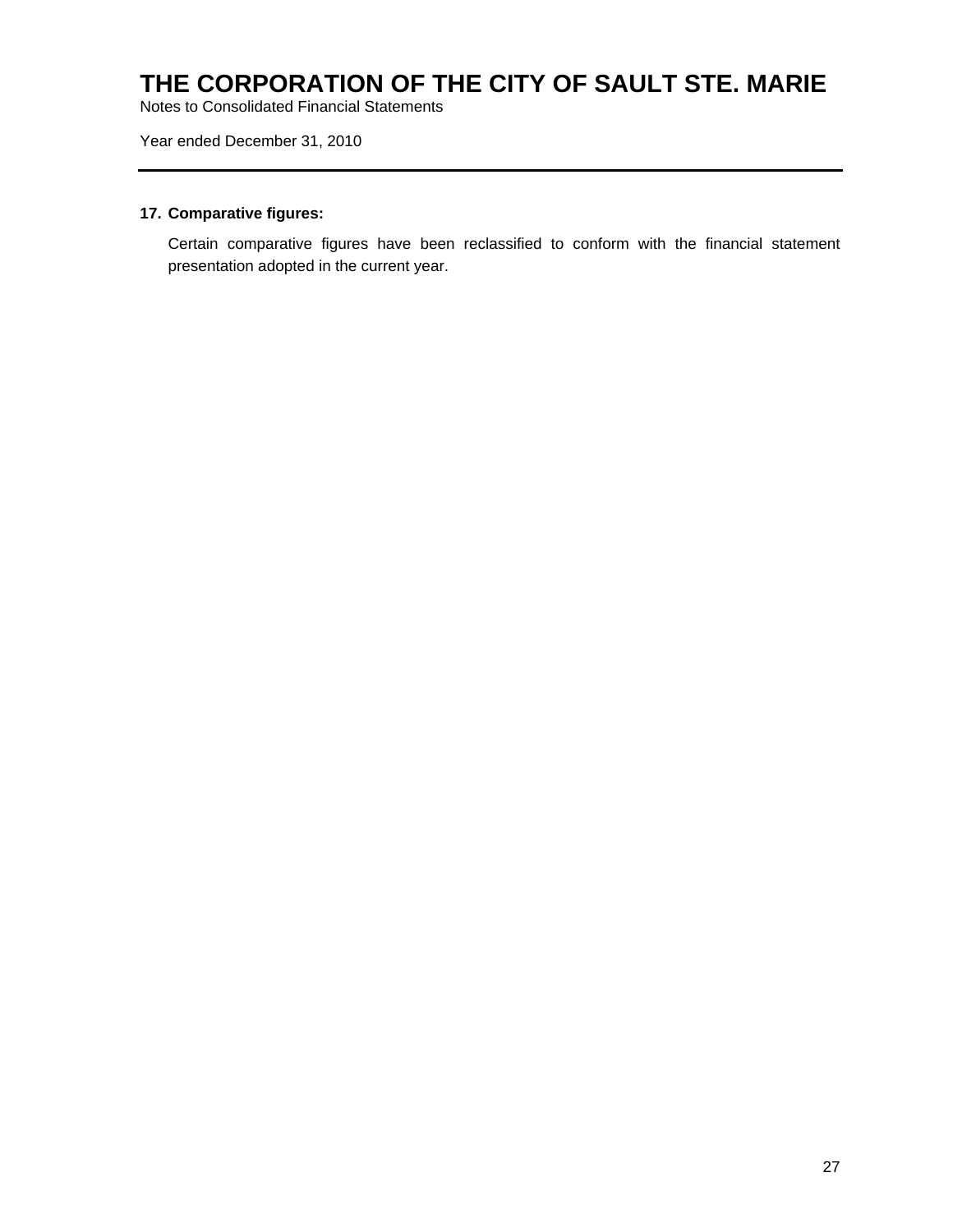## 17. Comparative figures:

Certain comparative figures have been reclassified to conform with the financial statement presentation adopted in the current year.